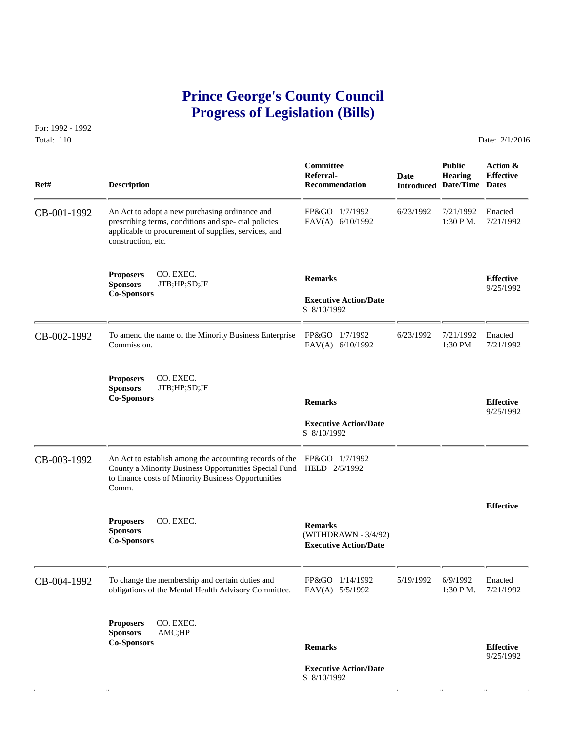# Prince George's County Council
# Progress of Legislation (Bills)

For: 1992 - 1992
Total: 110

Date: 2/1/2016

| Ref# | Description | Committee Referral-Recommendation | Date Introduced | Public Hearing Date/Time | Action & Effective Dates |
|---|---|---|---|---|---|
| CB-001-1992 | An Act to adopt a new purchasing ordinance and prescribing terms, conditions and spe- cial policies applicable to procurement of supplies, services, and construction, etc. | FP&GO 1/7/1992<br>FAV(A) 6/10/1992 | 6/23/1992 | 7/21/1992<br>1:30 P.M. | Enacted<br>7/21/1992 |
| | **Proposers** CO. EXEC.<br>**Sponsors** JTB;HP;SD;JF<br>**Co-Sponsors** | **Remarks**<br><br>**Executive Action/Date**<br>S 8/10/1992 | | | **Effective**<br>9/25/1992 |
| CB-002-1992 | To amend the name of the Minority Business Enterprise Commission. | FP&GO 1/7/1992<br>FAV(A) 6/10/1992 | 6/23/1992 | 7/21/1992<br>1:30 PM | Enacted<br>7/21/1992 |
| | **Proposers** CO. EXEC.<br>**Sponsors** JTB;HP;SD;JF<br>**Co-Sponsors** | **Remarks**<br><br>**Executive Action/Date**<br>S 8/10/1992 | | | **Effective**<br>9/25/1992 |
| CB-003-1992 | An Act to establish among the accounting records of the County a Minority Business Opportunities Special Fund to finance costs of Minority Business Opportunities Comm. | FP&GO 1/7/1992<br>HELD 2/5/1992 | | | |
| | **Proposers** CO. EXEC.<br>**Sponsors**<br>**Co-Sponsors** | **Remarks**<br>(WITHDRAWN - 3/4/92)<br>**Executive Action/Date** | | | **Effective** |
| CB-004-1992 | To change the membership and certain duties and obligations of the Mental Health Advisory Committee. | FP&GO 1/14/1992<br>FAV(A) 5/5/1992 | 5/19/1992 | 6/9/1992<br>1:30 P.M. | Enacted<br>7/21/1992 |
| | **Proposers** CO. EXEC.<br>**Sponsors** AMC;HP<br>**Co-Sponsors** | **Remarks**<br><br>**Executive Action/Date**<br>S 8/10/1992 | | | **Effective**<br>9/25/1992 |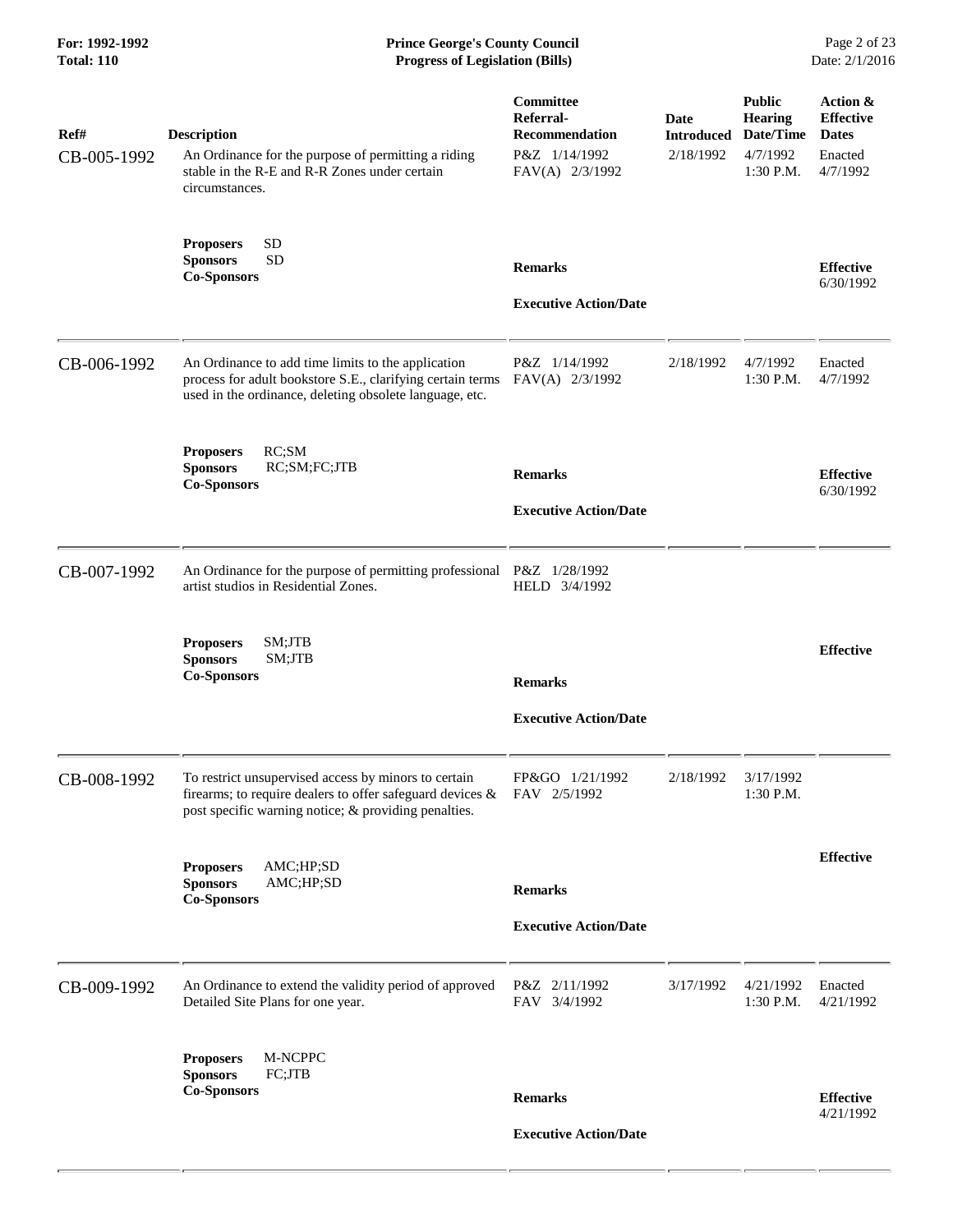| Ref# | Description | Committee Referral-Recommendation | Date Introduced | Public Hearing Date/Time | Action & Effective Dates |
|---|---|---|---|---|---|
| CB-005-1992 | An Ordinance for the purpose of permitting a riding stable in the R-E and R-R Zones under certain circumstances.<br><br>**Proposers** SD<br>**Sponsors** SD<br>**Co-Sponsors** | P&Z 1/14/1992<br>FAV(A) 2/3/1992<br><br>**Remarks**<br><br>**Executive Action/Date** | 2/18/1992 | 4/7/1992<br>1:30 P.M. | Enacted<br>4/7/1992<br><br>**Effective**<br>6/30/1992 |
| CB-006-1992 | An Ordinance to add time limits to the application process for adult bookstore S.E., clarifying certain terms used in the ordinance, deleting obsolete language, etc.<br><br>**Proposers** RC;SM<br>**Sponsors** RC;SM;FC;JTB<br>**Co-Sponsors** | P&Z 1/14/1992<br>FAV(A) 2/3/1992<br><br>**Remarks**<br><br>**Executive Action/Date** | 2/18/1992 | 4/7/1992<br>1:30 P.M. | Enacted<br>4/7/1992<br><br>**Effective**<br>6/30/1992 |
| CB-007-1992 | An Ordinance for the purpose of permitting professional artist studios in Residential Zones.<br><br>**Proposers** SM;JTB<br>**Sponsors** SM;JTB<br>**Co-Sponsors** | P&Z 1/28/1992<br>HELD 3/4/1992<br><br>**Remarks**<br><br>**Executive Action/Date** | | | **Effective** |
| CB-008-1992 | To restrict unsupervised access by minors to certain firearms; to require dealers to offer safeguard devices & post specific warning notice; & providing penalties.<br><br>**Proposers** AMC;HP;SD<br>**Sponsors** AMC;HP;SD<br>**Co-Sponsors** | FP&GO 1/21/1992<br>FAV 2/5/1992<br><br>**Remarks**<br><br>**Executive Action/Date** | 2/18/1992 | 3/17/1992<br>1:30 P.M. | **Effective** |
| CB-009-1992 | An Ordinance to extend the validity period of approved Detailed Site Plans for one year.<br><br>**Proposers** M-NCPPC<br>**Sponsors** FC;JTB<br>**Co-Sponsors** | P&Z 2/11/1992<br>FAV 3/4/1992<br><br>**Remarks**<br><br>**Executive Action/Date** | 3/17/1992 | 4/21/1992<br>1:30 P.M. | Enacted<br>4/21/1992<br><br>**Effective**<br>4/21/1992 |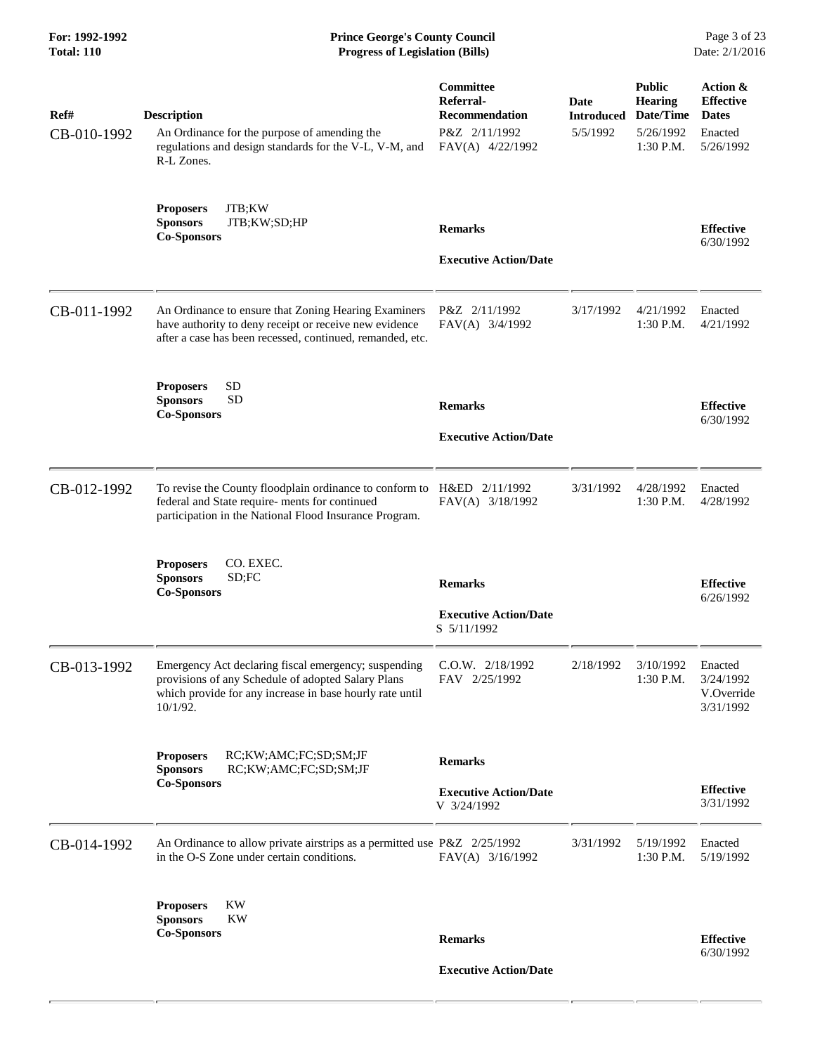| Ref# | Description | Committee Referral-Recommendation | Date Introduced | Public Hearing Date/Time | Action & Effective Dates |
|---|---|---|---|---|---|
| CB-010-1992 | An Ordinance for the purpose of amending the regulations and design standards for the V-L, V-M, and R-L Zones. | P&Z 2/11/1992 FAV(A) 4/22/1992 | 5/5/1992 | 5/26/1992 1:30 P.M. | Enacted 5/26/1992 |
| | **Proposers** JTB;KW **Sponsors** JTB;KW;SD;HP **Co-Sponsors** | **Remarks** **Executive Action/Date** | | | **Effective** 6/30/1992 |
| CB-011-1992 | An Ordinance to ensure that Zoning Hearing Examiners have authority to deny receipt or receive new evidence after a case has been recessed, continued, remanded, etc. | P&Z 2/11/1992 FAV(A) 3/4/1992 | 3/17/1992 | 4/21/1992 1:30 P.M. | Enacted 4/21/1992 |
| | **Proposers** SD **Sponsors** SD **Co-Sponsors** | **Remarks** **Executive Action/Date** | | | **Effective** 6/30/1992 |
| CB-012-1992 | To revise the County floodplain ordinance to conform to federal and State require- ments for continued participation in the National Flood Insurance Program. | H&ED 2/11/1992 FAV(A) 3/18/1992 | 3/31/1992 | 4/28/1992 1:30 P.M. | Enacted 4/28/1992 |
| | **Proposers** CO. EXEC. **Sponsors** SD;FC **Co-Sponsors** | **Remarks** **Executive Action/Date** S 5/11/1992 | | | **Effective** 6/26/1992 |
| CB-013-1992 | Emergency Act declaring fiscal emergency; suspending provisions of any Schedule of adopted Salary Plans which provide for any increase in base hourly rate until 10/1/92. | C.O.W. 2/18/1992 FAV 2/25/1992 | 2/18/1992 | 3/10/1992 1:30 P.M. | Enacted 3/24/1992 V.Override 3/31/1992 |
| | **Proposers** RC;KW;AMC;FC;SD;SM;JF **Sponsors** RC;KW;AMC;FC;SD;SM;JF **Co-Sponsors** | **Remarks** **Executive Action/Date** V 3/24/1992 | | | **Effective** 3/31/1992 |
| CB-014-1992 | An Ordinance to allow private airstrips as a permitted use in the O-S Zone under certain conditions. | P&Z 2/25/1992 FAV(A) 3/16/1992 | 3/31/1992 | 5/19/1992 1:30 P.M. | Enacted 5/19/1992 |
| | **Proposers** KW **Sponsors** KW **Co-Sponsors** | **Remarks** **Executive Action/Date** | | | **Effective** 6/30/1992 |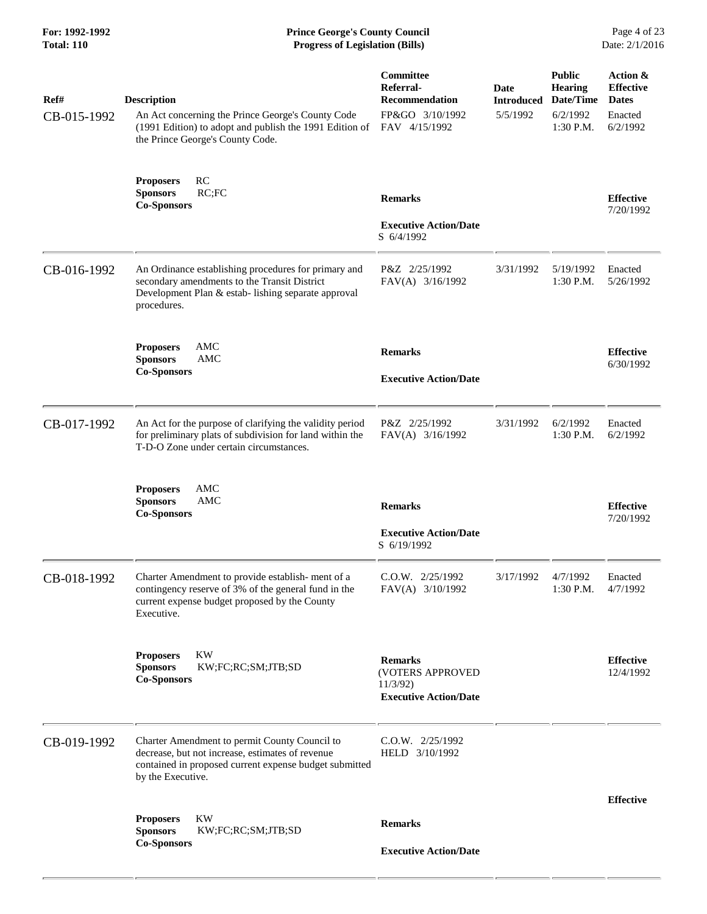| Ref# | Description | Committee Referral-Recommendation | Date Introduced | Public Hearing Date/Time | Action & Effective Dates |
|---|---|---|---|---|---|
| CB-015-1992 | An Act concerning the Prince George's County Code (1991 Edition) to adopt and publish the 1991 Edition of the Prince George's County Code. | FP&GO 3/10/1992<br>FAV 4/15/1992 | 5/5/1992 | 6/2/1992<br>1:30 P.M. | Enacted<br>6/2/1992 |
| | **Proposers** RC<br>**Sponsors** RC;FC<br>**Co-Sponsors** | **Remarks**<br><br>**Executive Action/Date**<br>S 6/4/1992 | | | **Effective**<br>7/20/1992 |
| CB-016-1992 | An Ordinance establishing procedures for primary and secondary amendments to the Transit District Development Plan & estab- lishing separate approval procedures. | P&Z 2/25/1992<br>FAV(A) 3/16/1992 | 3/31/1992 | 5/19/1992<br>1:30 P.M. | Enacted<br>5/26/1992 |
| | **Proposers** AMC<br>**Sponsors** AMC<br>**Co-Sponsors** | **Remarks**<br><br>**Executive Action/Date** | | | **Effective**<br>6/30/1992 |
| CB-017-1992 | An Act for the purpose of clarifying the validity period for preliminary plats of subdivision for land within the T-D-O Zone under certain circumstances. | P&Z 2/25/1992<br>FAV(A) 3/16/1992 | 3/31/1992 | 6/2/1992<br>1:30 P.M. | Enacted<br>6/2/1992 |
| | **Proposers** AMC<br>**Sponsors** AMC<br>**Co-Sponsors** | **Remarks**<br><br>**Executive Action/Date**<br>S 6/19/1992 | | | **Effective**<br>7/20/1992 |
| CB-018-1992 | Charter Amendment to provide establish- ment of a contingency reserve of 3% of the general fund in the current expense budget proposed by the County Executive. | C.O.W. 2/25/1992<br>FAV(A) 3/10/1992 | 3/17/1992 | 4/7/1992<br>1:30 P.M. | Enacted<br>4/7/1992 |
| | **Proposers** KW<br>**Sponsors** KW;FC;RC;SM;JTB;SD<br>**Co-Sponsors** | **Remarks**<br>(VOTERS APPROVED 11/3/92)<br>**Executive Action/Date** | | | **Effective**<br>12/4/1992 |
| CB-019-1992 | Charter Amendment to permit County Council to decrease, but not increase, estimates of revenue contained in proposed current expense budget submitted by the Executive. | C.O.W. 2/25/1992<br>HELD 3/10/1992 | | | |
| | **Proposers** KW<br>**Sponsors** KW;FC;RC;SM;JTB;SD<br>**Co-Sponsors** | **Remarks**<br><br>**Executive Action/Date** | | | **Effective** |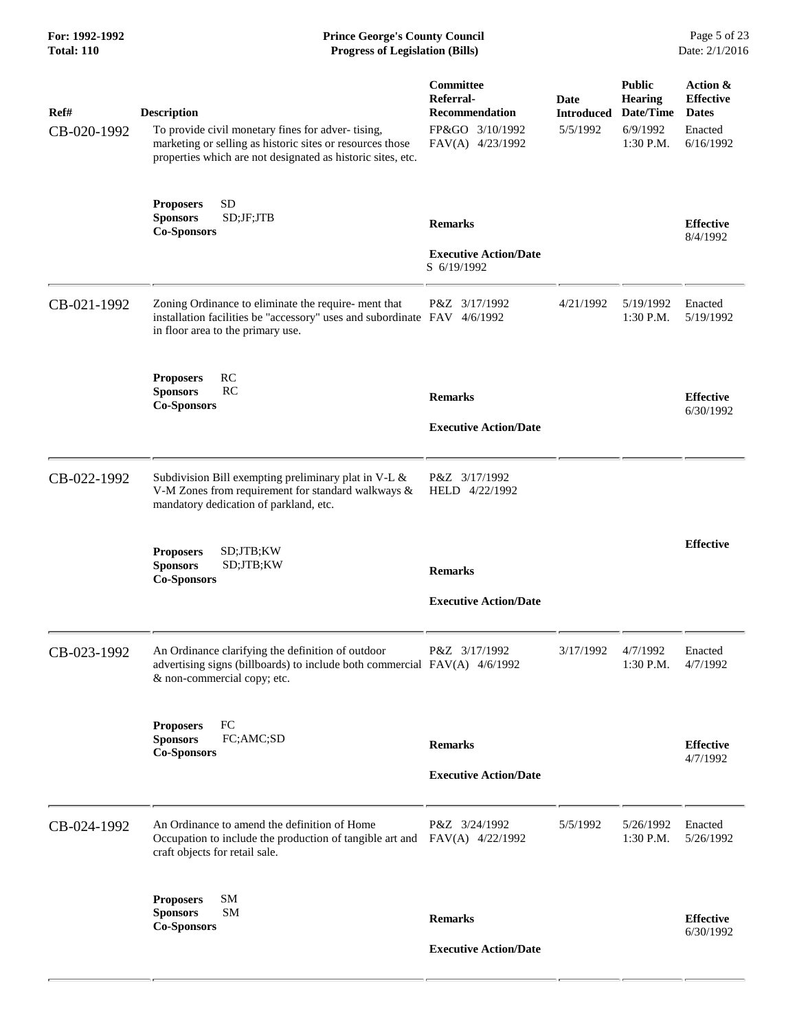| Ref# | Description | Committee Referral-Recommendation | Date Introduced | Public Hearing Date/Time | Action & Effective Dates |
|---|---|---|---|---|---|
| CB-020-1992 | To provide civil monetary fines for adver- tising, marketing or selling as historic sites or resources those properties which are not designated as historic sites, etc. | FP&GO 3/10/1992<br>FAV(A) 4/23/1992 | 5/5/1992 | 6/9/1992<br>1:30 P.M. | Enacted<br>6/16/1992 |
| | **Proposers** SD<br>**Sponsors** SD;JF;JTB<br>**Co-Sponsors** | **Remarks**<br><br>**Executive Action/Date**<br>S 6/19/1992 | | | **Effective**<br>8/4/1992 |
| CB-021-1992 | Zoning Ordinance to eliminate the require- ment that installation facilities be "accessory" uses and subordinate in floor area to the primary use. | P&Z 3/17/1992<br>FAV 4/6/1992 | 4/21/1992 | 5/19/1992<br>1:30 P.M. | Enacted<br>5/19/1992 |
| | **Proposers** RC<br>**Sponsors** RC<br>**Co-Sponsors** | **Remarks**<br><br>**Executive Action/Date** | | | **Effective**<br>6/30/1992 |
| CB-022-1992 | Subdivision Bill exempting preliminary plat in V-L & V-M Zones from requirement for standard walkways & mandatory dedication of parkland, etc. | P&Z 3/17/1992<br>HELD 4/22/1992 | | | |
| | **Proposers** SD;JTB;KW<br>**Sponsors** SD;JTB;KW<br>**Co-Sponsors** | **Remarks**<br><br>**Executive Action/Date** | | | **Effective** |
| CB-023-1992 | An Ordinance clarifying the definition of outdoor advertising signs (billboards) to include both commercial & non-commercial copy; etc. | P&Z 3/17/1992<br>FAV(A) 4/6/1992 | 3/17/1992 | 4/7/1992<br>1:30 P.M. | Enacted<br>4/7/1992 |
| | **Proposers** FC<br>**Sponsors** FC;AMC;SD<br>**Co-Sponsors** | **Remarks**<br><br>**Executive Action/Date** | | | **Effective**<br>4/7/1992 |
| CB-024-1992 | An Ordinance to amend the definition of Home Occupation to include the production of tangible art and craft objects for retail sale. | P&Z 3/24/1992<br>FAV(A) 4/22/1992 | 5/5/1992 | 5/26/1992<br>1:30 P.M. | Enacted<br>5/26/1992 |
| | **Proposers** SM<br>**Sponsors** SM<br>**Co-Sponsors** | **Remarks**<br><br>**Executive Action/Date** | | | **Effective**<br>6/30/1992 |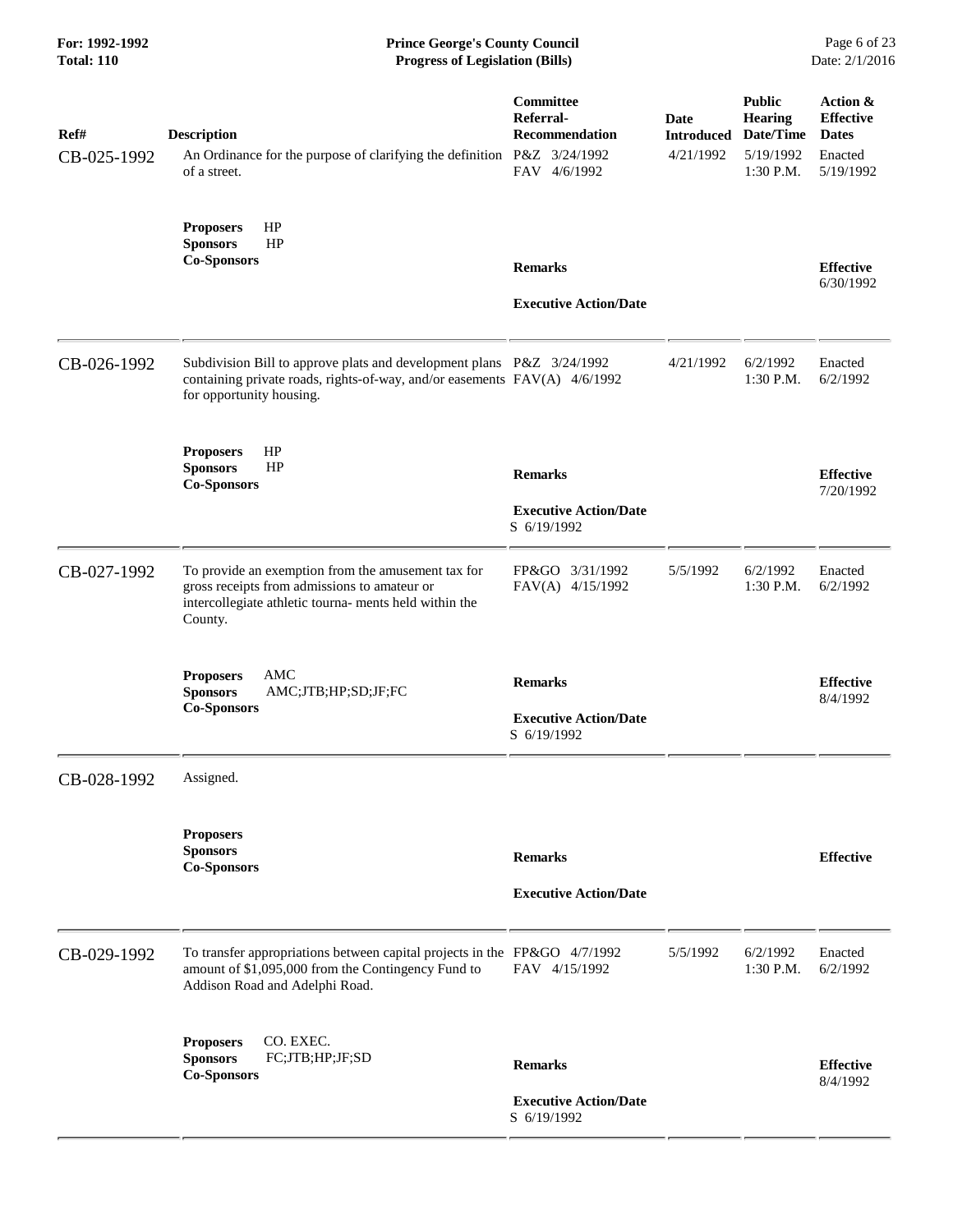| Ref# | Description | Committee Referral-Recommendation | Date Introduced | Public Hearing Date/Time | Action & Effective Dates |
|---|---|---|---|---|---|
| CB-025-1992 | An Ordinance for the purpose of clarifying the definition of a street. | P&Z 3/24/1992<br>FAV 4/6/1992 | 4/21/1992 | 5/19/1992<br>1:30 P.M. | Enacted<br>5/19/1992 |
| | **Proposers** HP<br>**Sponsors** HP<br>**Co-Sponsors** | **Remarks**<br><br>**Executive Action/Date** | | | **Effective**<br>6/30/1992 |
| CB-026-1992 | Subdivision Bill to approve plats and development plans containing private roads, rights-of-way, and/or easements for opportunity housing. | P&Z 3/24/1992<br>FAV(A) 4/6/1992 | 4/21/1992 | 6/2/1992<br>1:30 P.M. | Enacted<br>6/2/1992 |
| | **Proposers** HP<br>**Sponsors** HP<br>**Co-Sponsors** | **Remarks**<br><br>**Executive Action/Date**<br>S 6/19/1992 | | | **Effective**<br>7/20/1992 |
| CB-027-1992 | To provide an exemption from the amusement tax for gross receipts from admissions to amateur or intercollegiate athletic tourna- ments held within the County. | FP&GO 3/31/1992<br>FAV(A) 4/15/1992 | 5/5/1992 | 6/2/1992<br>1:30 P.M. | Enacted<br>6/2/1992 |
| | **Proposers** AMC<br>**Sponsors** AMC;JTB;HP;SD;JF;FC<br>**Co-Sponsors** | **Remarks**<br><br>**Executive Action/Date**<br>S 6/19/1992 | | | **Effective**<br>8/4/1992 |
| CB-028-1992 | Assigned. | | | | |
| | **Proposers**<br>**Sponsors**<br>**Co-Sponsors** | **Remarks**<br><br>**Executive Action/Date** | | | **Effective** |
| CB-029-1992 | To transfer appropriations between capital projects in the amount of $1,095,000 from the Contingency Fund to Addison Road and Adelphi Road. | FP&GO 4/7/1992<br>FAV 4/15/1992 | 5/5/1992 | 6/2/1992<br>1:30 P.M. | Enacted<br>6/2/1992 |
| | **Proposers** CO. EXEC.<br>**Sponsors** FC;JTB;HP;JF;SD<br>**Co-Sponsors** | **Remarks**<br><br>**Executive Action/Date**<br>S 6/19/1992 | | | **Effective**<br>8/4/1992 |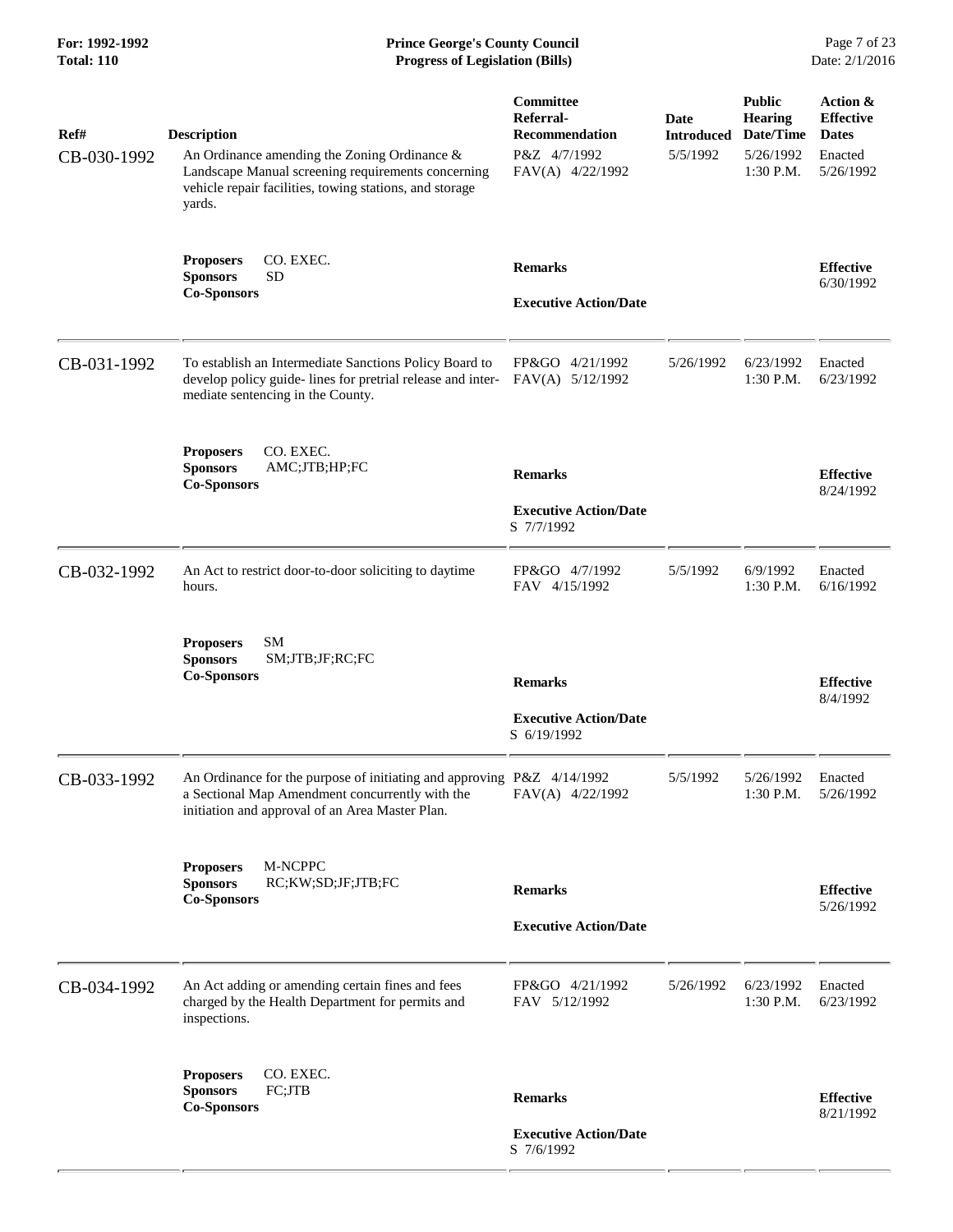| Ref# | Description | Committee Referral-Recommendation | Date Introduced | Public Hearing Date/Time | Action & Effective Dates |
|---|---|---|---|---|---|
| CB-030-1992 | An Ordinance amending the Zoning Ordinance & Landscape Manual screening requirements concerning vehicle repair facilities, towing stations, and storage yards. | P&Z 4/7/1992<br>FAV(A) 4/22/1992 | 5/5/1992 | 5/26/1992<br>1:30 P.M. | Enacted<br>5/26/1992 |
| | **Proposers** CO. EXEC.<br>**Sponsors** SD<br>**Co-Sponsors** | **Remarks**<br><br>**Executive Action/Date** | | | **Effective**<br>6/30/1992 |
| CB-031-1992 | To establish an Intermediate Sanctions Policy Board to develop policy guide- lines for pretrial release and inter- mediate sentencing in the County. | FP&GO 4/21/1992<br>FAV(A) 5/12/1992 | 5/26/1992 | 6/23/1992<br>1:30 P.M. | Enacted<br>6/23/1992 |
| | **Proposers** CO. EXEC.<br>**Sponsors** AMC;JTB;HP;FC<br>**Co-Sponsors** | **Remarks**<br><br>**Executive Action/Date**<br>S 7/7/1992 | | | **Effective**<br>8/24/1992 |
| CB-032-1992 | An Act to restrict door-to-door soliciting to daytime hours. | FP&GO 4/7/1992<br>FAV 4/15/1992 | 5/5/1992 | 6/9/1992<br>1:30 P.M. | Enacted<br>6/16/1992 |
| | **Proposers** SM<br>**Sponsors** SM;JTB;JF;RC;FC<br>**Co-Sponsors** | **Remarks**<br><br>**Executive Action/Date**<br>S 6/19/1992 | | | **Effective**<br>8/4/1992 |
| CB-033-1992 | An Ordinance for the purpose of initiating and approving a Sectional Map Amendment concurrently with the initiation and approval of an Area Master Plan. | P&Z 4/14/1992<br>FAV(A) 4/22/1992 | 5/5/1992 | 5/26/1992<br>1:30 P.M. | Enacted<br>5/26/1992 |
| | **Proposers** M-NCPPC<br>**Sponsors** RC;KW;SD;JF;JTB;FC<br>**Co-Sponsors** | **Remarks**<br><br>**Executive Action/Date** | | | **Effective**<br>5/26/1992 |
| CB-034-1992 | An Act adding or amending certain fines and fees charged by the Health Department for permits and inspections. | FP&GO 4/21/1992<br>FAV 5/12/1992 | 5/26/1992 | 6/23/1992<br>1:30 P.M. | Enacted<br>6/23/1992 |
| | **Proposers** CO. EXEC.<br>**Sponsors** FC;JTB<br>**Co-Sponsors** | **Remarks**<br><br>**Executive Action/Date**<br>S 7/6/1992 | | | **Effective**<br>8/21/1992 |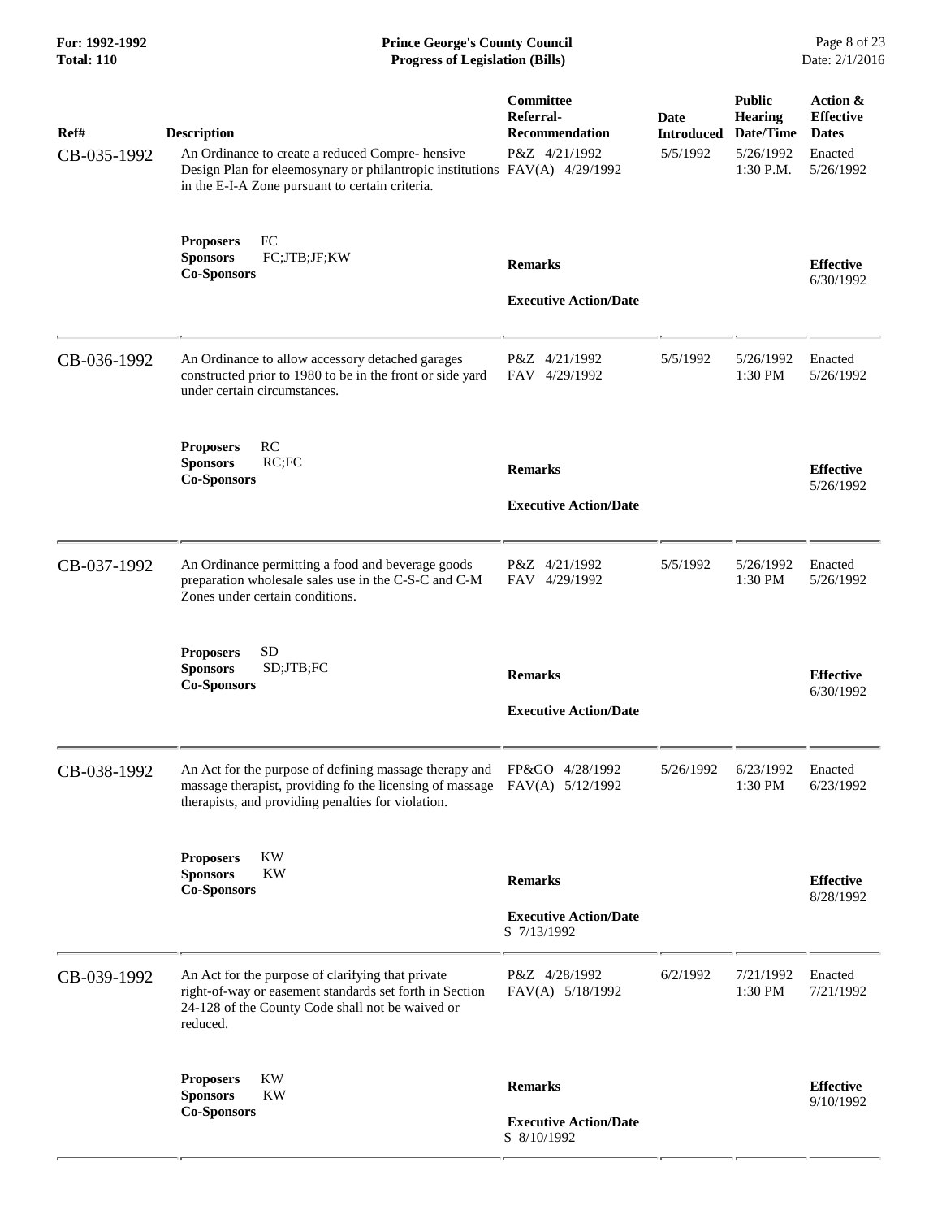| Ref# | Description | Committee Referral-Recommendation | Date Introduced | Public Hearing Date/Time | Action & Effective Dates |
|---|---|---|---|---|---|
| CB-035-1992 | An Ordinance to create a reduced Compre- hensive Design Plan for eleemosynary or philantropic institutions in the E-I-A Zone pursuant to certain criteria. | P&Z 4/21/1992<br>FAV(A) 4/29/1992 | 5/5/1992 | 5/26/1992<br>1:30 P.M. | Enacted<br>5/26/1992 |
| | **Proposers** FC<br>**Sponsors** FC;JTB;JF;KW<br>**Co-Sponsors** | **Remarks**<br><br>**Executive Action/Date** | | | **Effective**<br>6/30/1992 |
| CB-036-1992 | An Ordinance to allow accessory detached garages constructed prior to 1980 to be in the front or side yard under certain circumstances. | P&Z 4/21/1992<br>FAV 4/29/1992 | 5/5/1992 | 5/26/1992<br>1:30 PM | Enacted<br>5/26/1992 |
| | **Proposers** RC<br>**Sponsors** RC;FC<br>**Co-Sponsors** | **Remarks**<br><br>**Executive Action/Date** | | | **Effective**<br>5/26/1992 |
| CB-037-1992 | An Ordinance permitting a food and beverage goods preparation wholesale sales use in the C-S-C and C-M Zones under certain conditions. | P&Z 4/21/1992<br>FAV 4/29/1992 | 5/5/1992 | 5/26/1992<br>1:30 PM | Enacted<br>5/26/1992 |
| | **Proposers** SD<br>**Sponsors** SD;JTB;FC<br>**Co-Sponsors** | **Remarks**<br><br>**Executive Action/Date** | | | **Effective**<br>6/30/1992 |
| CB-038-1992 | An Act for the purpose of defining massage therapy and massage therapist, providing fo the licensing of massage therapists, and providing penalties for violation. | FP&GO 4/28/1992<br>FAV(A) 5/12/1992 | 5/26/1992 | 6/23/1992<br>1:30 PM | Enacted<br>6/23/1992 |
| | **Proposers** KW<br>**Sponsors** KW<br>**Co-Sponsors** | **Remarks**<br><br>**Executive Action/Date**<br>S 7/13/1992 | | | **Effective**<br>8/28/1992 |
| CB-039-1992 | An Act for the purpose of clarifying that private right-of-way or easement standards set forth in Section 24-128 of the County Code shall not be waived or reduced. | P&Z 4/28/1992<br>FAV(A) 5/18/1992 | 6/2/1992 | 7/21/1992<br>1:30 PM | Enacted<br>7/21/1992 |
| | **Proposers** KW<br>**Sponsors** KW<br>**Co-Sponsors** | **Remarks**<br><br>**Executive Action/Date**<br>S 8/10/1992 | | | **Effective**<br>9/10/1992 |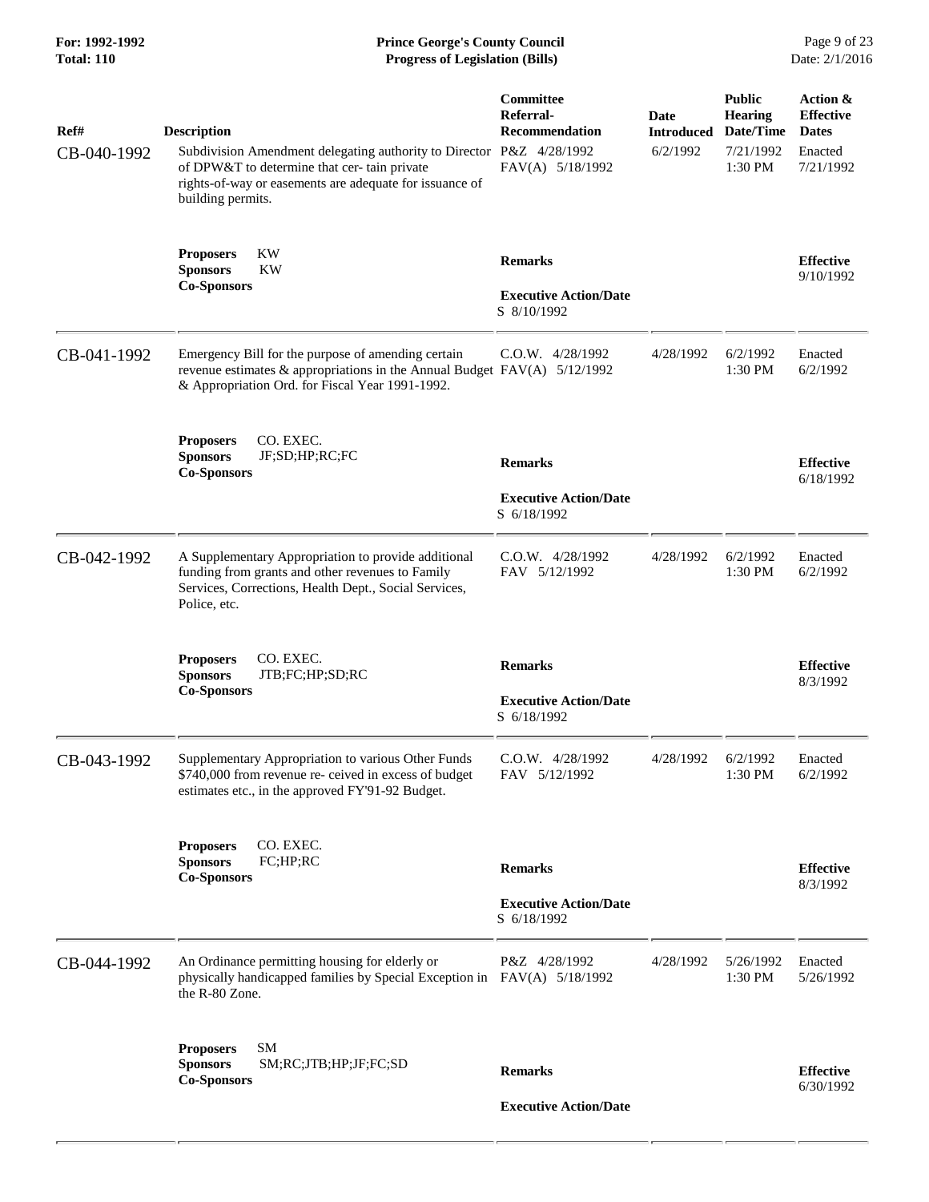| Ref# | Description | Committee Referral-Recommendation | Date Introduced | Public Hearing Date/Time | Action & Effective Dates |
|---|---|---|---|---|---|
| CB-040-1992 | Subdivision Amendment delegating authority to Director of DPW&T to determine that cer- tain private rights-of-way or easements are adequate for issuance of building permits. | P&Z 4/28/1992<br>FAV(A) 5/18/1992 | 6/2/1992 | 7/21/1992<br>1:30 PM | Enacted<br>7/21/1992 |
| | **Proposers** KW<br>**Sponsors** KW<br>**Co-Sponsors** | **Remarks**<br><br>**Executive Action/Date**<br>S 8/10/1992 | | | **Effective**<br>9/10/1992 |
| CB-041-1992 | Emergency Bill for the purpose of amending certain revenue estimates & appropriations in the Annual Budget & Appropriation Ord. for Fiscal Year 1991-1992. | C.O.W. 4/28/1992<br>FAV(A) 5/12/1992 | 4/28/1992 | 6/2/1992<br>1:30 PM | Enacted<br>6/2/1992 |
| | **Proposers** CO. EXEC.<br>**Sponsors** JF;SD;HP;RC;FC<br>**Co-Sponsors** | **Remarks**<br><br>**Executive Action/Date**<br>S 6/18/1992 | | | **Effective**<br>6/18/1992 |
| CB-042-1992 | A Supplementary Appropriation to provide additional funding from grants and other revenues to Family Services, Corrections, Health Dept., Social Services, Police, etc. | C.O.W. 4/28/1992<br>FAV 5/12/1992 | 4/28/1992 | 6/2/1992<br>1:30 PM | Enacted<br>6/2/1992 |
| | **Proposers** CO. EXEC.<br>**Sponsors** JTB;FC;HP;SD;RC<br>**Co-Sponsors** | **Remarks**<br><br>**Executive Action/Date**<br>S 6/18/1992 | | | **Effective**<br>8/3/1992 |
| CB-043-1992 | Supplementary Appropriation to various Other Funds $740,000 from revenue re- ceived in excess of budget estimates etc., in the approved FY'91-92 Budget. | C.O.W. 4/28/1992<br>FAV 5/12/1992 | 4/28/1992 | 6/2/1992<br>1:30 PM | Enacted<br>6/2/1992 |
| | **Proposers** CO. EXEC.<br>**Sponsors** FC;HP;RC<br>**Co-Sponsors** | **Remarks**<br><br>**Executive Action/Date**<br>S 6/18/1992 | | | **Effective**<br>8/3/1992 |
| CB-044-1992 | An Ordinance permitting housing for elderly or physically handicapped families by Special Exception in the R-80 Zone. | P&Z 4/28/1992<br>FAV(A) 5/18/1992 | 4/28/1992 | 5/26/1992<br>1:30 PM | Enacted<br>5/26/1992 |
| | **Proposers** SM<br>**Sponsors** SM;RC;JTB;HP;JF;FC;SD<br>**Co-Sponsors** | **Remarks**<br><br>**Executive Action/Date** | | | **Effective**<br>6/30/1992 |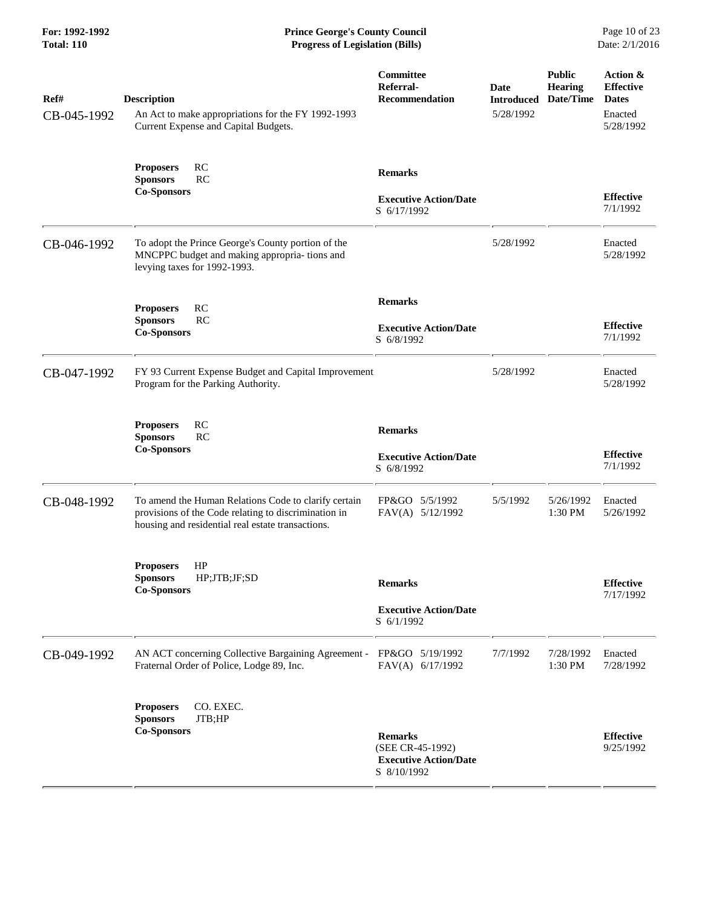| Ref# | Description | Committee Referral-Recommendation | Date Introduced | Public Hearing Date/Time | Action & Effective Dates |
|---|---|---|---|---|---|
| CB-045-1992 | An Act to make appropriations for the FY 1992-1993 Current Expense and Capital Budgets. | | 5/28/1992 | | Enacted 5/28/1992 |
| | **Proposers** RC<br>**Sponsors** RC<br>**Co-Sponsors** | **Remarks**<br><br>**Executive Action/Date**<br>S 6/17/1992 | | | **Effective**<br>7/1/1992 |
| CB-046-1992 | To adopt the Prince George's County portion of the MNCPPC budget and making appropria- tions and levying taxes for 1992-1993. | | 5/28/1992 | | Enacted 5/28/1992 |
| | **Proposers** RC<br>**Sponsors** RC<br>**Co-Sponsors** | **Remarks**<br><br>**Executive Action/Date**<br>S 6/8/1992 | | | **Effective**<br>7/1/1992 |
| CB-047-1992 | FY 93 Current Expense Budget and Capital Improvement Program for the Parking Authority. | | 5/28/1992 | | Enacted 5/28/1992 |
| | **Proposers** RC<br>**Sponsors** RC<br>**Co-Sponsors** | **Remarks**<br><br>**Executive Action/Date**<br>S 6/8/1992 | | | **Effective**<br>7/1/1992 |
| CB-048-1992 | To amend the Human Relations Code to clarify certain provisions of the Code relating to discrimination in housing and residential real estate transactions. | FP&GO 5/5/1992<br>FAV(A) 5/12/1992 | 5/5/1992 | 5/26/1992 1:30 PM | Enacted 5/26/1992 |
| | **Proposers** HP<br>**Sponsors** HP;JTB;JF;SD<br>**Co-Sponsors** | **Remarks**<br><br>**Executive Action/Date**<br>S 6/1/1992 | | | **Effective**<br>7/17/1992 |
| CB-049-1992 | AN ACT concerning Collective Bargaining Agreement - Fraternal Order of Police, Lodge 89, Inc. | FP&GO 5/19/1992<br>FAV(A) 6/17/1992 | 7/7/1992 | 7/28/1992 1:30 PM | Enacted 7/28/1992 |
| | **Proposers** CO. EXEC.<br>**Sponsors** JTB;HP<br>**Co-Sponsors** | **Remarks**<br>(SEE CR-45-1992)<br>**Executive Action/Date**<br>S 8/10/1992 | | | **Effective**<br>9/25/1992 |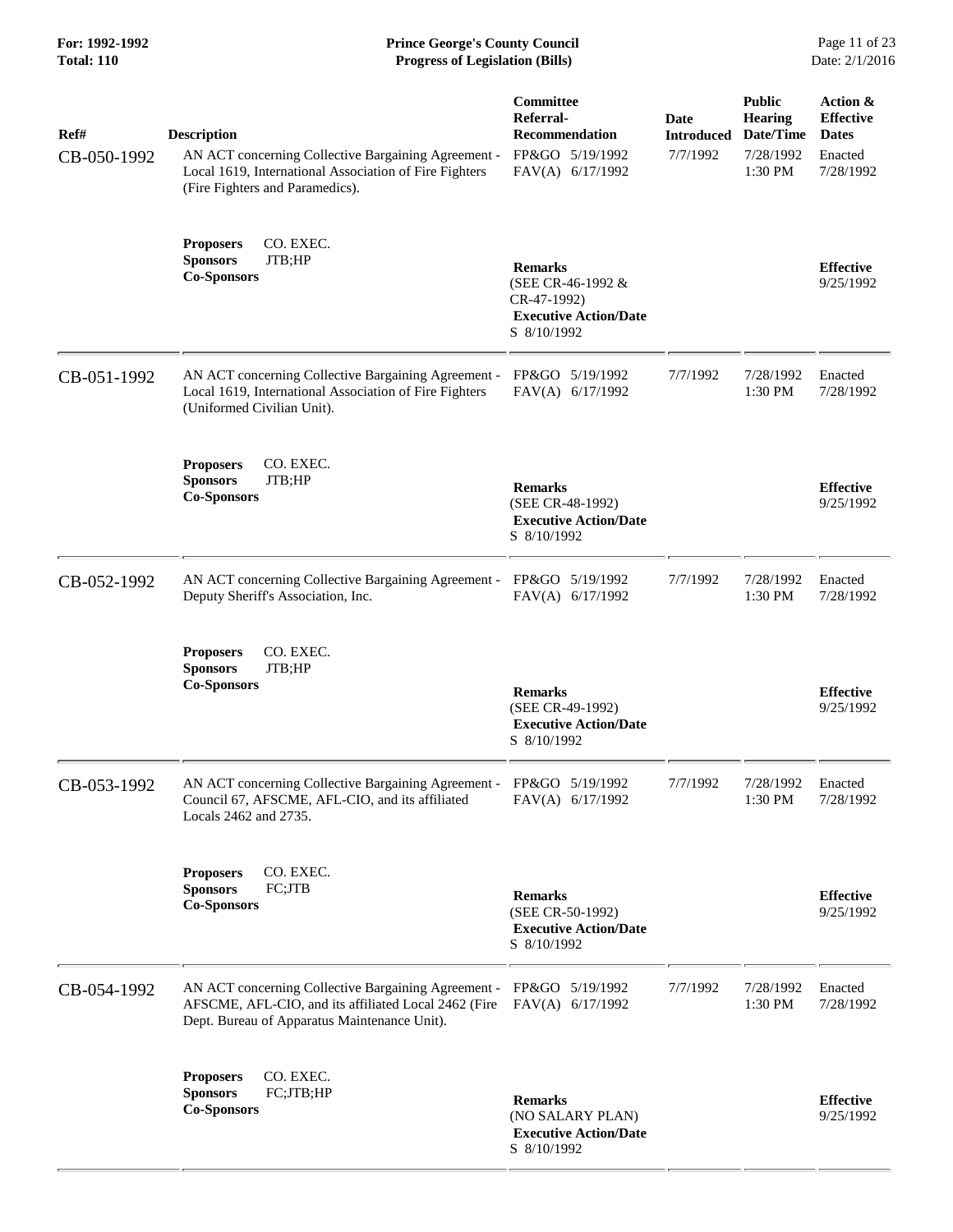| Ref# | Description | Committee Referral-Recommendation | Date Introduced | Public Hearing Date/Time | Action & Effective Dates |
|---|---|---|---|---|---|
| CB-050-1992 | AN ACT concerning Collective Bargaining Agreement - Local 1619, International Association of Fire Fighters (Fire Fighters and Paramedics). | FP&GO 5/19/1992<br>FAV(A) 6/17/1992 | 7/7/1992 | 7/28/1992<br>1:30 PM | Enacted<br>7/28/1992 |
| | **Proposers** CO. EXEC.<br>**Sponsors** JTB;HP<br>**Co-Sponsors** | **Remarks**<br>(SEE CR-46-1992 & CR-47-1992)<br>**Executive Action/Date**<br>S 8/10/1992 | | | **Effective**<br>9/25/1992 |
| CB-051-1992 | AN ACT concerning Collective Bargaining Agreement - Local 1619, International Association of Fire Fighters (Uniformed Civilian Unit). | FP&GO 5/19/1992<br>FAV(A) 6/17/1992 | 7/7/1992 | 7/28/1992<br>1:30 PM | Enacted<br>7/28/1992 |
| | **Proposers** CO. EXEC.<br>**Sponsors** JTB;HP<br>**Co-Sponsors** | **Remarks**<br>(SEE CR-48-1992)<br>**Executive Action/Date**<br>S 8/10/1992 | | | **Effective**<br>9/25/1992 |
| CB-052-1992 | AN ACT concerning Collective Bargaining Agreement - Deputy Sheriff's Association, Inc. | FP&GO 5/19/1992<br>FAV(A) 6/17/1992 | 7/7/1992 | 7/28/1992<br>1:30 PM | Enacted<br>7/28/1992 |
| | **Proposers** CO. EXEC.<br>**Sponsors** JTB;HP<br>**Co-Sponsors** | **Remarks**<br>(SEE CR-49-1992)<br>**Executive Action/Date**<br>S 8/10/1992 | | | **Effective**<br>9/25/1992 |
| CB-053-1992 | AN ACT concerning Collective Bargaining Agreement - Council 67, AFSCME, AFL-CIO, and its affiliated Locals 2462 and 2735. | FP&GO 5/19/1992<br>FAV(A) 6/17/1992 | 7/7/1992 | 7/28/1992<br>1:30 PM | Enacted<br>7/28/1992 |
| | **Proposers** CO. EXEC.<br>**Sponsors** FC;JTB<br>**Co-Sponsors** | **Remarks**<br>(SEE CR-50-1992)<br>**Executive Action/Date**<br>S 8/10/1992 | | | **Effective**<br>9/25/1992 |
| CB-054-1992 | AN ACT concerning Collective Bargaining Agreement - AFSCME, AFL-CIO, and its affiliated Local 2462 (Fire Dept. Bureau of Apparatus Maintenance Unit). | FP&GO 5/19/1992<br>FAV(A) 6/17/1992 | 7/7/1992 | 7/28/1992<br>1:30 PM | Enacted<br>7/28/1992 |
| | **Proposers** CO. EXEC.<br>**Sponsors** FC;JTB;HP<br>**Co-Sponsors** | **Remarks**<br>(NO SALARY PLAN)<br>**Executive Action/Date**<br>S 8/10/1992 | | | **Effective**<br>9/25/1992 |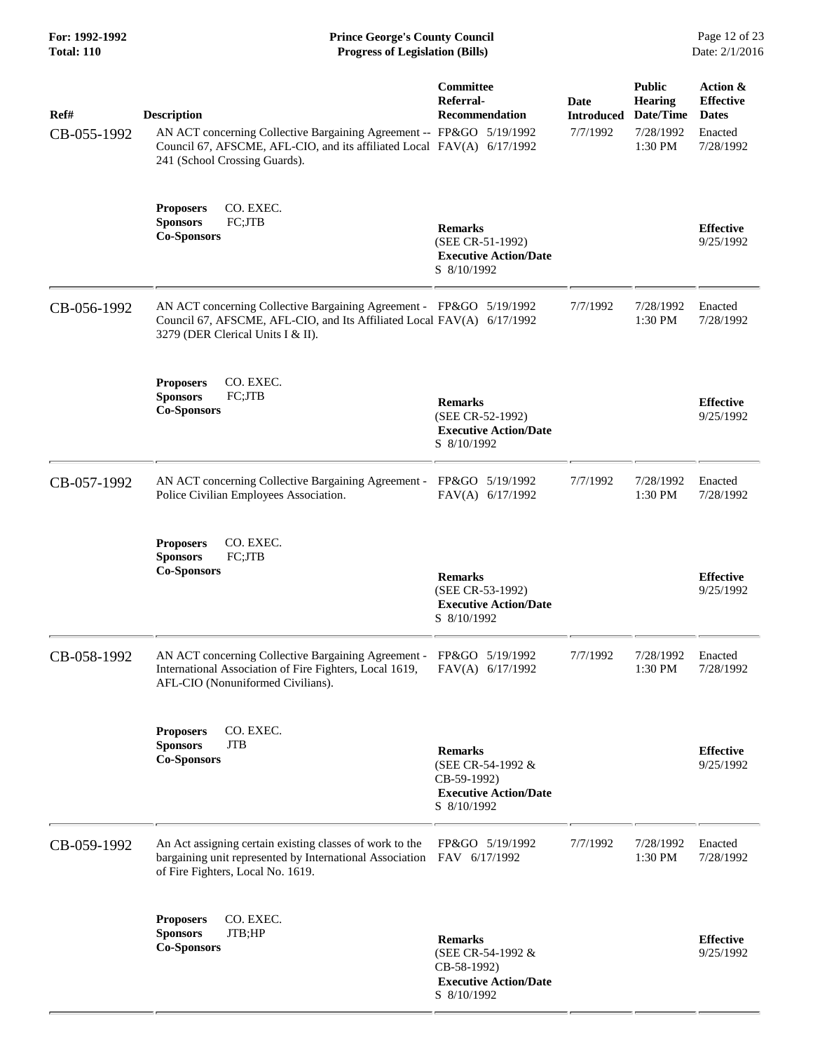**For: 1992-1992**
**Total: 110**

**Prince George's County Council**
**Progress of Legislation (Bills)**

| Ref# | Description | Committee Referral-Recommendation | Date Introduced | Public Hearing Date/Time | Action & Effective Dates |
|---|---|---|---|---|---|
| CB-055-1992 | AN ACT concerning Collective Bargaining Agreement -- Council 67, AFSCME, AFL-CIO, and its affiliated Local 241 (School Crossing Guards). | FP&GO 5/19/1992<br>FAV(A) 6/17/1992 | 7/7/1992 | 7/28/1992<br>1:30 PM | Enacted<br>7/28/1992 |
| | **Proposers** CO. EXEC.<br>**Sponsors** FC;JTB<br>**Co-Sponsors** | **Remarks**<br>(SEE CR-51-1992)<br>**Executive Action/Date**<br>S 8/10/1992 | | | **Effective**<br>9/25/1992 |
| CB-056-1992 | AN ACT concerning Collective Bargaining Agreement - Council 67, AFSCME, AFL-CIO, and Its Affiliated Local 3279 (DER Clerical Units I & II). | FP&GO 5/19/1992<br>FAV(A) 6/17/1992 | 7/7/1992 | 7/28/1992<br>1:30 PM | Enacted<br>7/28/1992 |
| | **Proposers** CO. EXEC.<br>**Sponsors** FC;JTB<br>**Co-Sponsors** | **Remarks**<br>(SEE CR-52-1992)<br>**Executive Action/Date**<br>S 8/10/1992 | | | **Effective**<br>9/25/1992 |
| CB-057-1992 | AN ACT concerning Collective Bargaining Agreement - Police Civilian Employees Association. | FP&GO 5/19/1992<br>FAV(A) 6/17/1992 | 7/7/1992 | 7/28/1992<br>1:30 PM | Enacted<br>7/28/1992 |
| | **Proposers** CO. EXEC.<br>**Sponsors** FC;JTB<br>**Co-Sponsors** | **Remarks**<br>(SEE CR-53-1992)<br>**Executive Action/Date**<br>S 8/10/1992 | | | **Effective**<br>9/25/1992 |
| CB-058-1992 | AN ACT concerning Collective Bargaining Agreement - International Association of Fire Fighters, Local 1619, AFL-CIO (Nonuniformed Civilians). | FP&GO 5/19/1992<br>FAV(A) 6/17/1992 | 7/7/1992 | 7/28/1992<br>1:30 PM | Enacted<br>7/28/1992 |
| | **Proposers** CO. EXEC.<br>**Sponsors** JTB<br>**Co-Sponsors** | **Remarks**<br>(SEE CR-54-1992 & CB-59-1992)<br>**Executive Action/Date**<br>S 8/10/1992 | | | **Effective**<br>9/25/1992 |
| CB-059-1992 | An Act assigning certain existing classes of work to the bargaining unit represented by International Association of Fire Fighters, Local No. 1619. | FP&GO 5/19/1992<br>FAV 6/17/1992 | 7/7/1992 | 7/28/1992<br>1:30 PM | Enacted<br>7/28/1992 |
| | **Proposers** CO. EXEC.<br>**Sponsors** JTB;HP<br>**Co-Sponsors** | **Remarks**<br>(SEE CR-54-1992 & CB-58-1992)<br>**Executive Action/Date**<br>S 8/10/1992 | | | **Effective**<br>9/25/1992 |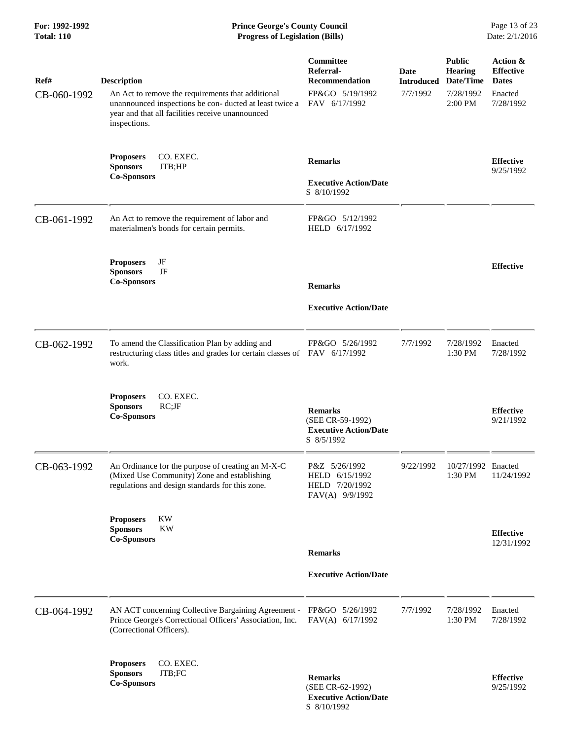| Ref# | Description | Committee Referral-Recommendation | Date Introduced | Public Hearing Date/Time | Action & Effective Dates |
|---|---|---|---|---|---|
| CB-060-1992 | An Act to remove the requirements that additional unannounced inspections be con- ducted at least twice a year and that all facilities receive unannounced inspections. | FP&GO 5/19/1992<br>FAV 6/17/1992 | 7/7/1992 | 7/28/1992<br>2:00 PM | Enacted<br>7/28/1992 |
| | **Proposers** CO. EXEC.<br>**Sponsors** JTB;HP<br>**Co-Sponsors** | **Remarks**<br><br>**Executive Action/Date**<br>S 8/10/1992 | | | **Effective**<br>9/25/1992 |
| CB-061-1992 | An Act to remove the requirement of labor and materialmen's bonds for certain permits. | FP&GO 5/12/1992<br>HELD 6/17/1992 | | | |
| | **Proposers** JF<br>**Sponsors** JF<br>**Co-Sponsors** | **Remarks**<br><br>**Executive Action/Date** | | | **Effective** |
| CB-062-1992 | To amend the Classification Plan by adding and restructuring class titles and grades for certain classes of work. | FP&GO 5/26/1992<br>FAV 6/17/1992 | 7/7/1992 | 7/28/1992<br>1:30 PM | Enacted<br>7/28/1992 |
| | **Proposers** CO. EXEC.<br>**Sponsors** RC;JF<br>**Co-Sponsors** | **Remarks**<br>(SEE CR-59-1992)<br>**Executive Action/Date**<br>S 8/5/1992 | | | **Effective**<br>9/21/1992 |
| CB-063-1992 | An Ordinance for the purpose of creating an M-X-C (Mixed Use Community) Zone and establishing regulations and design standards for this zone. | P&Z 5/26/1992<br>HELD 6/15/1992<br>HELD 7/20/1992<br>FAV(A) 9/9/1992 | 9/22/1992 | 10/27/1992<br>1:30 PM | Enacted<br>11/24/1992 |
| | **Proposers** KW<br>**Sponsors** KW<br>**Co-Sponsors** | **Remarks**<br><br>**Executive Action/Date** | | | **Effective**<br>12/31/1992 |
| CB-064-1992 | AN ACT concerning Collective Bargaining Agreement - Prince George's Correctional Officers' Association, Inc. (Correctional Officers). | FP&GO 5/26/1992<br>FAV(A) 6/17/1992 | 7/7/1992 | 7/28/1992<br>1:30 PM | Enacted<br>7/28/1992 |
| | **Proposers** CO. EXEC.<br>**Sponsors** JTB;FC<br>**Co-Sponsors** | **Remarks**<br>(SEE CR-62-1992)<br>**Executive Action/Date**<br>S 8/10/1992 | | | **Effective**<br>9/25/1992 |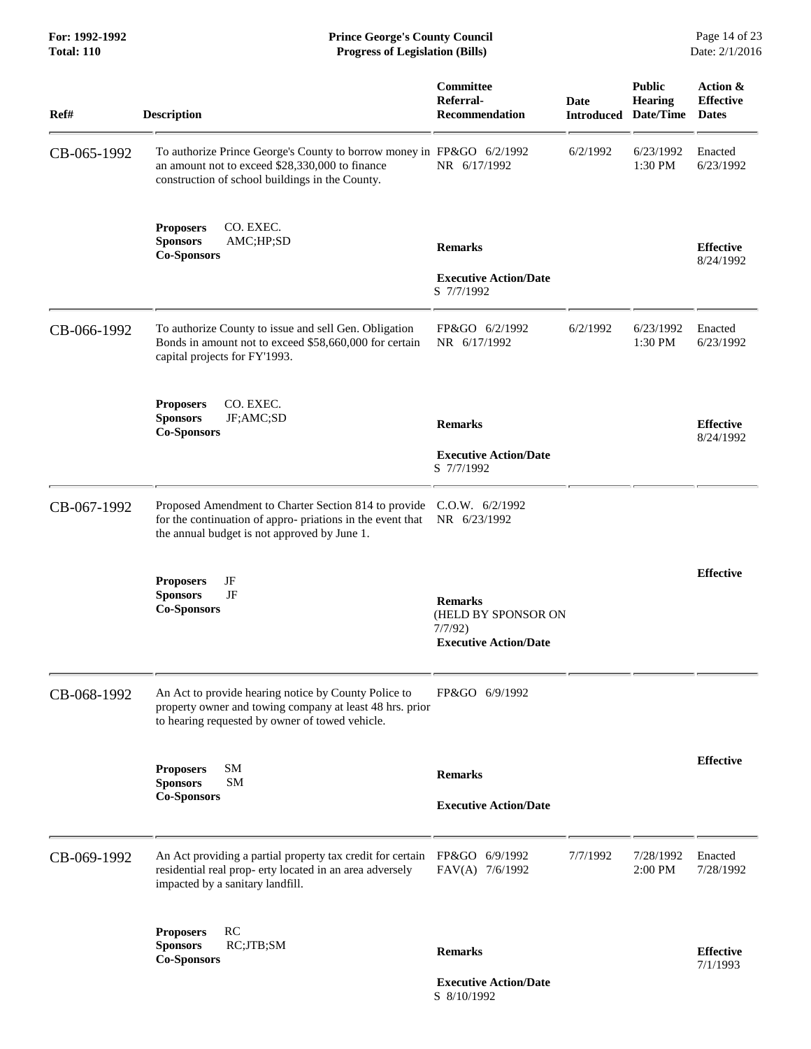| Ref# | Description | Committee Referral-Recommendation | Date Introduced | Public Hearing Date/Time | Action & Effective Dates |
|---|---|---|---|---|---|
| CB-065-1992 | To authorize Prince George's County to borrow money in an amount not to exceed $28,330,000 to finance construction of school buildings in the County. | FP&GO 6/2/1992<br>NR 6/17/1992 | 6/2/1992 | 6/23/1992<br>1:30 PM | Enacted<br>6/23/1992 |
| | **Proposers** CO. EXEC.<br>**Sponsors** AMC;HP;SD<br>**Co-Sponsors** | **Remarks**<br><br>**Executive Action/Date**<br>S 7/7/1992 | | | **Effective**<br>8/24/1992 |
| CB-066-1992 | To authorize County to issue and sell Gen. Obligation Bonds in amount not to exceed $58,660,000 for certain capital projects for FY'1993. | FP&GO 6/2/1992<br>NR 6/17/1992 | 6/2/1992 | 6/23/1992<br>1:30 PM | Enacted<br>6/23/1992 |
| | **Proposers** CO. EXEC.<br>**Sponsors** JF;AMC;SD<br>**Co-Sponsors** | **Remarks**<br><br>**Executive Action/Date**<br>S 7/7/1992 | | | **Effective**<br>8/24/1992 |
| CB-067-1992 | Proposed Amendment to Charter Section 814 to provide for the continuation of appro- priations in the event that the annual budget is not approved by June 1. | C.O.W. 6/2/1992<br>NR 6/23/1992 | | | |
| | **Proposers** JF<br>**Sponsors** JF<br>**Co-Sponsors** | **Remarks**<br>(HELD BY SPONSOR ON 7/7/92)<br>**Executive Action/Date** | | | **Effective** |
| CB-068-1992 | An Act to provide hearing notice by County Police to property owner and towing company at least 48 hrs. prior to hearing requested by owner of towed vehicle. | FP&GO 6/9/1992 | | | |
| | **Proposers** SM<br>**Sponsors** SM<br>**Co-Sponsors** | **Remarks**<br><br>**Executive Action/Date** | | | **Effective** |
| CB-069-1992 | An Act providing a partial property tax credit for certain residential real prop- erty located in an area adversely impacted by a sanitary landfill. | FP&GO 6/9/1992<br>FAV(A) 7/6/1992 | 7/7/1992 | 7/28/1992<br>2:00 PM | Enacted<br>7/28/1992 |
| | **Proposers** RC<br>**Sponsors** RC;JTB;SM<br>**Co-Sponsors** | **Remarks**<br><br>**Executive Action/Date**<br>S 8/10/1992 | | | **Effective**<br>7/1/1993 |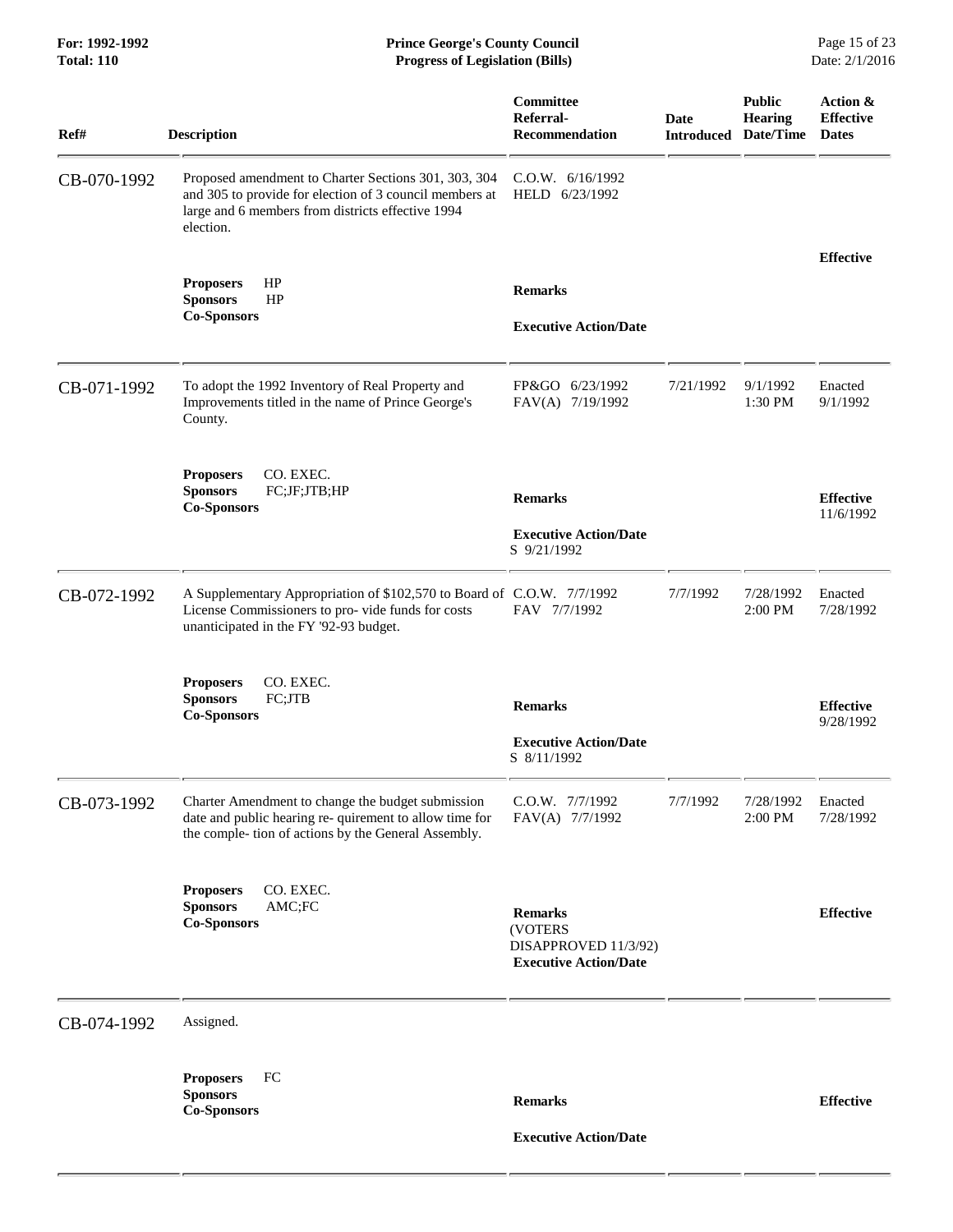| Ref# | Description | Committee Referral-Recommendation | Date Introduced | Public Hearing Date/Time | Action & Effective Dates |
|---|---|---|---|---|---|
| CB-070-1992 | Proposed amendment to Charter Sections 301, 303, 304 and 305 to provide for election of 3 council members at large and 6 members from districts effective 1994 election. | C.O.W. 6/16/1992<br>HELD 6/23/1992 | | | |
| | **Proposers** HP<br>**Sponsors** HP<br>**Co-Sponsors** | **Remarks**<br><br>**Executive Action/Date** | | | **Effective** |
| CB-071-1992 | To adopt the 1992 Inventory of Real Property and Improvements titled in the name of Prince George's County. | FP&GO 6/23/1992<br>FAV(A) 7/19/1992 | 7/21/1992 | 9/1/1992<br>1:30 PM | Enacted<br>9/1/1992 |
| | **Proposers** CO. EXEC.<br>**Sponsors** FC;JF;JTB;HP<br>**Co-Sponsors** | **Remarks**<br><br>**Executive Action/Date**<br>S 9/21/1992 | | | **Effective**<br>11/6/1992 |
| CB-072-1992 | A Supplementary Appropriation of $102,570 to Board of License Commissioners to pro- vide funds for costs unanticipated in the FY '92-93 budget. | C.O.W. 7/7/1992<br>FAV 7/7/1992 | 7/7/1992 | 7/28/1992<br>2:00 PM | Enacted<br>7/28/1992 |
| | **Proposers** CO. EXEC.<br>**Sponsors** FC;JTB<br>**Co-Sponsors** | **Remarks**<br><br>**Executive Action/Date**<br>S 8/11/1992 | | | **Effective**<br>9/28/1992 |
| CB-073-1992 | Charter Amendment to change the budget submission date and public hearing re- quirement to allow time for the comple- tion of actions by the General Assembly. | C.O.W. 7/7/1992<br>FAV(A) 7/7/1992 | 7/7/1992 | 7/28/1992<br>2:00 PM | Enacted<br>7/28/1992 |
| | **Proposers** CO. EXEC.<br>**Sponsors** AMC;FC<br>**Co-Sponsors** | **Remarks**<br>(VOTERS DISAPPROVED 11/3/92)<br>**Executive Action/Date** | | | **Effective** |
| CB-074-1992 | Assigned. | | | | |
| | **Proposers** FC<br>**Sponsors**<br>**Co-Sponsors** | **Remarks**<br><br>**Executive Action/Date** | | | **Effective** |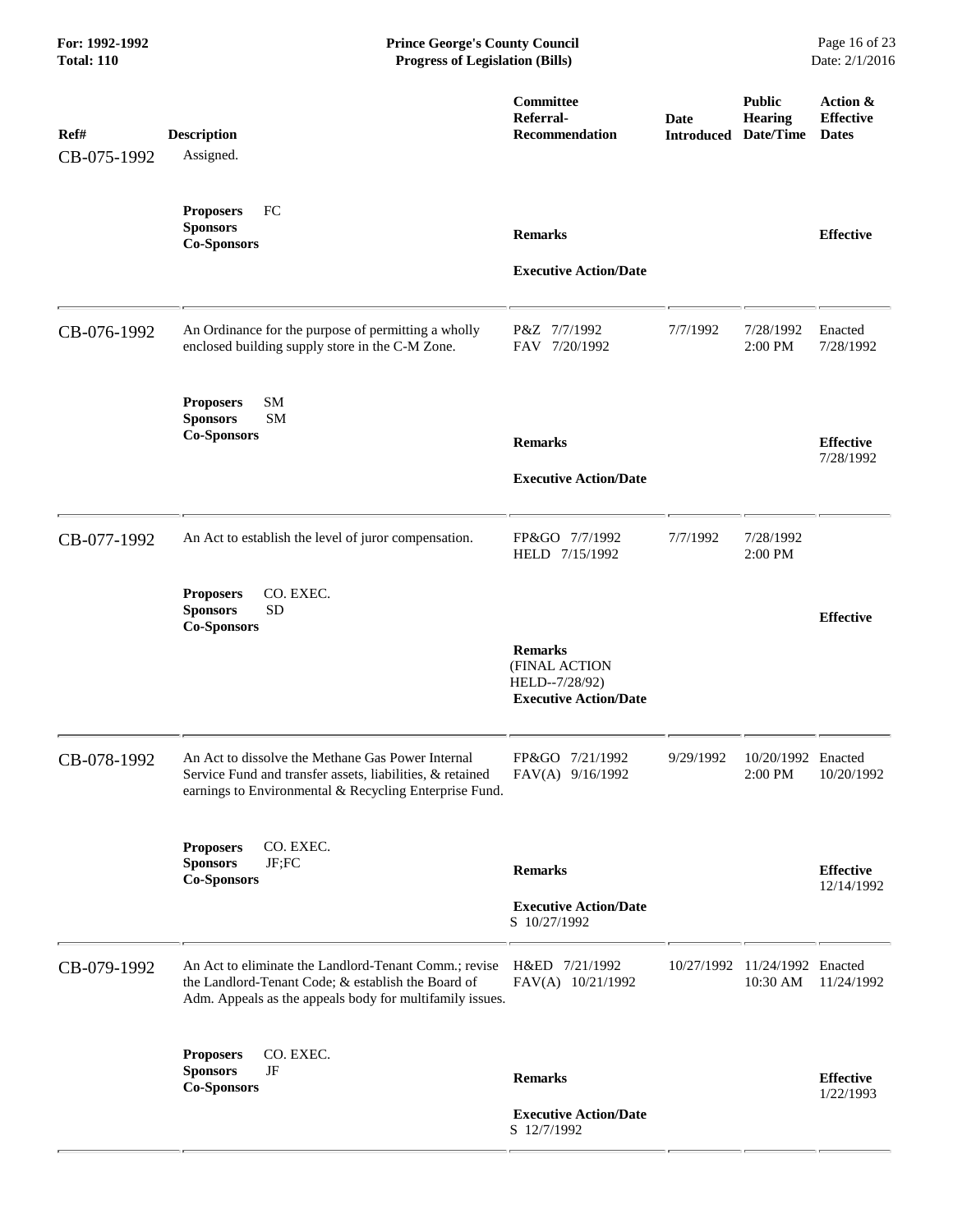| Ref# | Description | Committee Referral-Recommendation | Date Introduced | Public Hearing Date/Time | Action & Effective Dates |
|---|---|---|---|---|---|
| CB-075-1992 | Assigned. | | | | |
| | **Proposers** FC<br>**Sponsors**<br>**Co-Sponsors** | **Remarks**<br><br>**Executive Action/Date** | | | **Effective** |
| CB-076-1992 | An Ordinance for the purpose of permitting a wholly enclosed building supply store in the C-M Zone. | P&Z 7/7/1992<br>FAV 7/20/1992 | 7/7/1992 | 7/28/1992<br>2:00 PM | Enacted<br>7/28/1992 |
| | **Proposers** SM<br>**Sponsors** SM<br>**Co-Sponsors** | **Remarks**<br><br>**Executive Action/Date** | | | **Effective**<br>7/28/1992 |
| CB-077-1992 | An Act to establish the level of juror compensation. | FP&GO 7/7/1992<br>HELD 7/15/1992 | 7/7/1992 | 7/28/1992<br>2:00 PM | |
| | **Proposers** CO. EXEC.<br>**Sponsors** SD<br>**Co-Sponsors** | **Remarks**<br>(FINAL ACTION HELD--7/28/92)<br>**Executive Action/Date** | | | **Effective** |
| CB-078-1992 | An Act to dissolve the Methane Gas Power Internal Service Fund and transfer assets, liabilities, & retained earnings to Environmental & Recycling Enterprise Fund. | FP&GO 7/21/1992<br>FAV(A) 9/16/1992 | 9/29/1992 | 10/20/1992<br>2:00 PM | Enacted<br>10/20/1992 |
| | **Proposers** CO. EXEC.<br>**Sponsors** JF;FC<br>**Co-Sponsors** | **Remarks**<br><br>**Executive Action/Date**<br>S 10/27/1992 | | | **Effective**<br>12/14/1992 |
| CB-079-1992 | An Act to eliminate the Landlord-Tenant Comm.; revise the Landlord-Tenant Code; & establish the Board of Adm. Appeals as the appeals body for multifamily issues. | H&ED 7/21/1992<br>FAV(A) 10/21/1992 | 10/27/1992 | 11/24/1992<br>10:30 AM | Enacted<br>11/24/1992 |
| | **Proposers** CO. EXEC.<br>**Sponsors** JF<br>**Co-Sponsors** | **Remarks**<br><br>**Executive Action/Date**<br>S 12/7/1992 | | | **Effective**<br>1/22/1993 |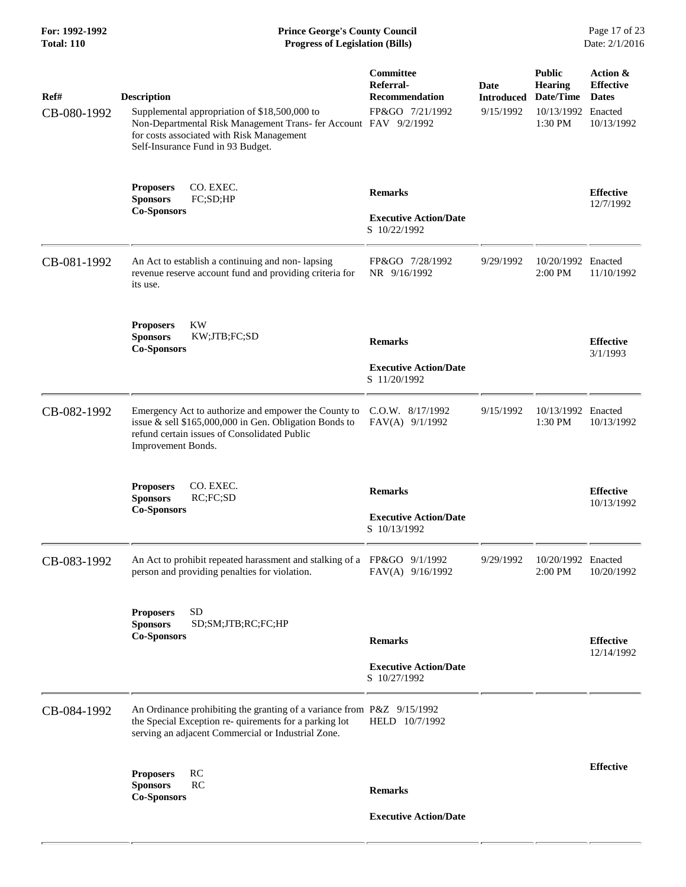| Ref# | Description | Committee Referral-Recommendation | Date Introduced | Public Hearing Date/Time | Action & Effective Dates |
|---|---|---|---|---|---|
| CB-080-1992 | Supplemental appropriation of $18,500,000 to Non-Departmental Risk Management Trans- fer Account for costs associated with Risk Management Self-Insurance Fund in 93 Budget. | FP&GO 7/21/1992<br>FAV 9/2/1992 | 9/15/1992 | 10/13/1992<br>1:30 PM | Enacted<br>10/13/1992 |
| | **Proposers** CO. EXEC.<br>**Sponsors** FC;SD;HP<br>**Co-Sponsors** | **Remarks**<br><br>**Executive Action/Date**<br>S 10/22/1992 | | | **Effective**<br>12/7/1992 |
| CB-081-1992 | An Act to establish a continuing and non- lapsing revenue reserve account fund and providing criteria for its use. | FP&GO 7/28/1992<br>NR 9/16/1992 | 9/29/1992 | 10/20/1992<br>2:00 PM | Enacted<br>11/10/1992 |
| | **Proposers** KW<br>**Sponsors** KW;JTB;FC;SD<br>**Co-Sponsors** | **Remarks**<br><br>**Executive Action/Date**<br>S 11/20/1992 | | | **Effective**<br>3/1/1993 |
| CB-082-1992 | Emergency Act to authorize and empower the County to issue & sell $165,000,000 in Gen. Obligation Bonds to refund certain issues of Consolidated Public Improvement Bonds. | C.O.W. 8/17/1992<br>FAV(A) 9/1/1992 | 9/15/1992 | 10/13/1992<br>1:30 PM | Enacted<br>10/13/1992 |
| | **Proposers** CO. EXEC.<br>**Sponsors** RC;FC;SD<br>**Co-Sponsors** | **Remarks**<br><br>**Executive Action/Date**<br>S 10/13/1992 | | | **Effective**<br>10/13/1992 |
| CB-083-1992 | An Act to prohibit repeated harassment and stalking of a person and providing penalties for violation. | FP&GO 9/1/1992<br>FAV(A) 9/16/1992 | 9/29/1992 | 10/20/1992<br>2:00 PM | Enacted<br>10/20/1992 |
| | **Proposers** SD<br>**Sponsors** SD;SM;JTB;RC;FC;HP<br>**Co-Sponsors** | **Remarks**<br><br>**Executive Action/Date**<br>S 10/27/1992 | | | **Effective**<br>12/14/1992 |
| CB-084-1992 | An Ordinance prohibiting the granting of a variance from the Special Exception re- quirements for a parking lot serving an adjacent Commercial or Industrial Zone. | P&Z 9/15/1992<br>HELD 10/7/1992 | | | |
| | **Proposers** RC<br>**Sponsors** RC<br>**Co-Sponsors** | **Remarks**<br><br>**Executive Action/Date** | | | **Effective** |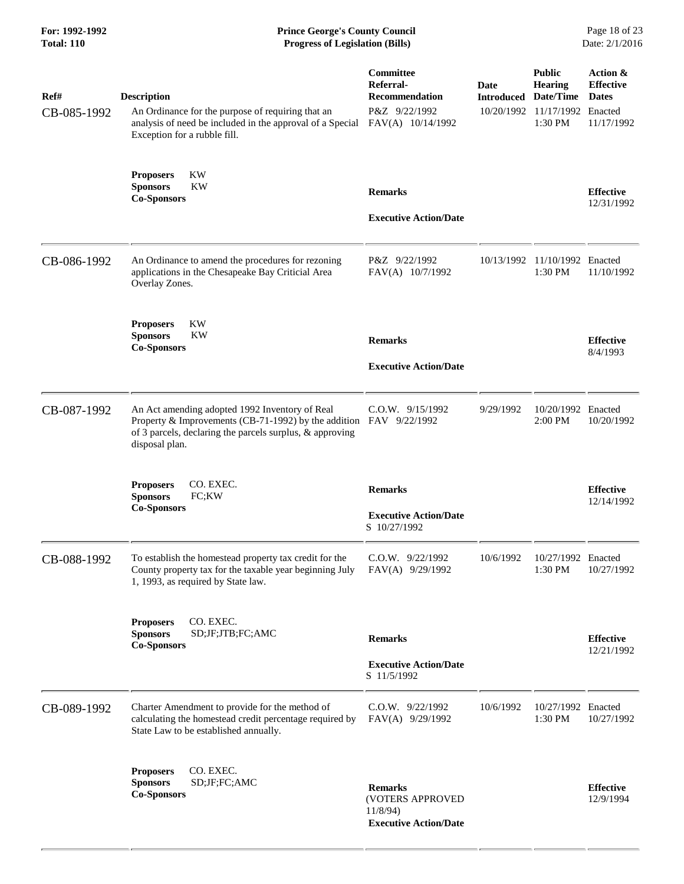| Ref# | Description | Committee Referral-Recommendation | Date Introduced | Public Hearing Date/Time | Action & Effective Dates |
|---|---|---|---|---|---|
| CB-085-1992 | An Ordinance for the purpose of requiring that an analysis of need be included in the approval of a Special Exception for a rubble fill. | P&Z 9/22/1992<br>FAV(A) 10/14/1992 | 10/20/1992 | 11/17/1992<br>1:30 PM | Enacted<br>11/17/1992 |
| | **Proposers** KW<br>**Sponsors** KW<br>**Co-Sponsors** | **Remarks**<br><br>**Executive Action/Date** | | | **Effective**<br>12/31/1992 |
| CB-086-1992 | An Ordinance to amend the procedures for rezoning applications in the Chesapeake Bay Criticial Area Overlay Zones. | P&Z 9/22/1992<br>FAV(A) 10/7/1992 | 10/13/1992 | 11/10/1992<br>1:30 PM | Enacted<br>11/10/1992 |
| | **Proposers** KW<br>**Sponsors** KW<br>**Co-Sponsors** | **Remarks**<br><br>**Executive Action/Date** | | | **Effective**<br>8/4/1993 |
| CB-087-1992 | An Act amending adopted 1992 Inventory of Real Property & Improvements (CB-71-1992) by the addition of 3 parcels, declaring the parcels surplus, & approving disposal plan. | C.O.W. 9/15/1992<br>FAV 9/22/1992 | 9/29/1992 | 10/20/1992<br>2:00 PM | Enacted<br>10/20/1992 |
| | **Proposers** CO. EXEC.<br>**Sponsors** FC;KW<br>**Co-Sponsors** | **Remarks**<br><br>**Executive Action/Date**<br>S 10/27/1992 | | | **Effective**<br>12/14/1992 |
| CB-088-1992 | To establish the homestead property tax credit for the County property tax for the taxable year beginning July 1, 1993, as required by State law. | C.O.W. 9/22/1992<br>FAV(A) 9/29/1992 | 10/6/1992 | 10/27/1992<br>1:30 PM | Enacted<br>10/27/1992 |
| | **Proposers** CO. EXEC.<br>**Sponsors** SD;JF;JTB;FC;AMC<br>**Co-Sponsors** | **Remarks**<br><br>**Executive Action/Date**<br>S 11/5/1992 | | | **Effective**<br>12/21/1992 |
| CB-089-1992 | Charter Amendment to provide for the method of calculating the homestead credit percentage required by State Law to be established annually. | C.O.W. 9/22/1992<br>FAV(A) 9/29/1992 | 10/6/1992 | 10/27/1992<br>1:30 PM | Enacted<br>10/27/1992 |
| | **Proposers** CO. EXEC.<br>**Sponsors** SD;JF;FC;AMC<br>**Co-Sponsors** | **Remarks**<br>(VOTERS APPROVED 11/8/94)<br>**Executive Action/Date** | | | **Effective**<br>12/9/1994 |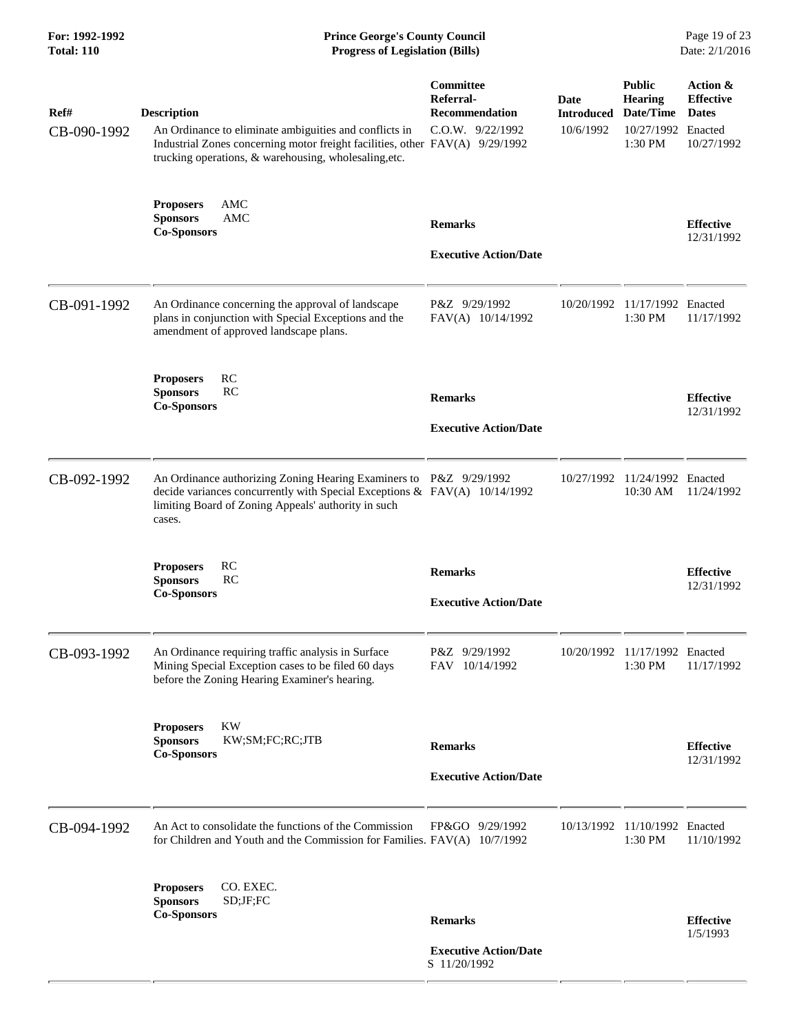| Ref# | Description | Committee Referral-Recommendation | Date Introduced | Public Hearing Date/Time | Action & Effective Dates |
|---|---|---|---|---|---|
| CB-090-1992 | An Ordinance to eliminate ambiguities and conflicts in Industrial Zones concerning motor freight facilities, other trucking operations, & warehousing, wholesaling,etc. | C.O.W. 9/22/1992<br>FAV(A) 9/29/1992 | 10/6/1992 | 10/27/1992 1:30 PM | Enacted 10/27/1992 |
| | **Proposers** AMC<br>**Sponsors** AMC<br>**Co-Sponsors** | **Remarks**<br><br>**Executive Action/Date** | | | **Effective** 12/31/1992 |
| CB-091-1992 | An Ordinance concerning the approval of landscape plans in conjunction with Special Exceptions and the amendment of approved landscape plans. | P&Z 9/29/1992<br>FAV(A) 10/14/1992 | 10/20/1992 | 11/17/1992 1:30 PM | Enacted 11/17/1992 |
| | **Proposers** RC<br>**Sponsors** RC<br>**Co-Sponsors** | **Remarks**<br><br>**Executive Action/Date** | | | **Effective** 12/31/1992 |
| CB-092-1992 | An Ordinance authorizing Zoning Hearing Examiners to decide variances concurrently with Special Exceptions & limiting Board of Zoning Appeals' authority in such cases. | P&Z 9/29/1992<br>FAV(A) 10/14/1992 | 10/27/1992 | 11/24/1992 10:30 AM | Enacted 11/24/1992 |
| | **Proposers** RC<br>**Sponsors** RC<br>**Co-Sponsors** | **Remarks**<br><br>**Executive Action/Date** | | | **Effective** 12/31/1992 |
| CB-093-1992 | An Ordinance requiring traffic analysis in Surface Mining Special Exception cases to be filed 60 days before the Zoning Hearing Examiner's hearing. | P&Z 9/29/1992<br>FAV 10/14/1992 | 10/20/1992 | 11/17/1992 1:30 PM | Enacted 11/17/1992 |
| | **Proposers** KW<br>**Sponsors** KW;SM;FC;RC;JTB<br>**Co-Sponsors** | **Remarks**<br><br>**Executive Action/Date** | | | **Effective** 12/31/1992 |
| CB-094-1992 | An Act to consolidate the functions of the Commission for Children and Youth and the Commission for Families. | FP&GO 9/29/1992<br>FAV(A) 10/7/1992 | 10/13/1992 | 11/10/1992 1:30 PM | Enacted 11/10/1992 |
| | **Proposers** CO. EXEC.<br>**Sponsors** SD;JF;FC<br>**Co-Sponsors** | **Remarks**<br><br>**Executive Action/Date**<br>S 11/20/1992 | | | **Effective** 1/5/1993 |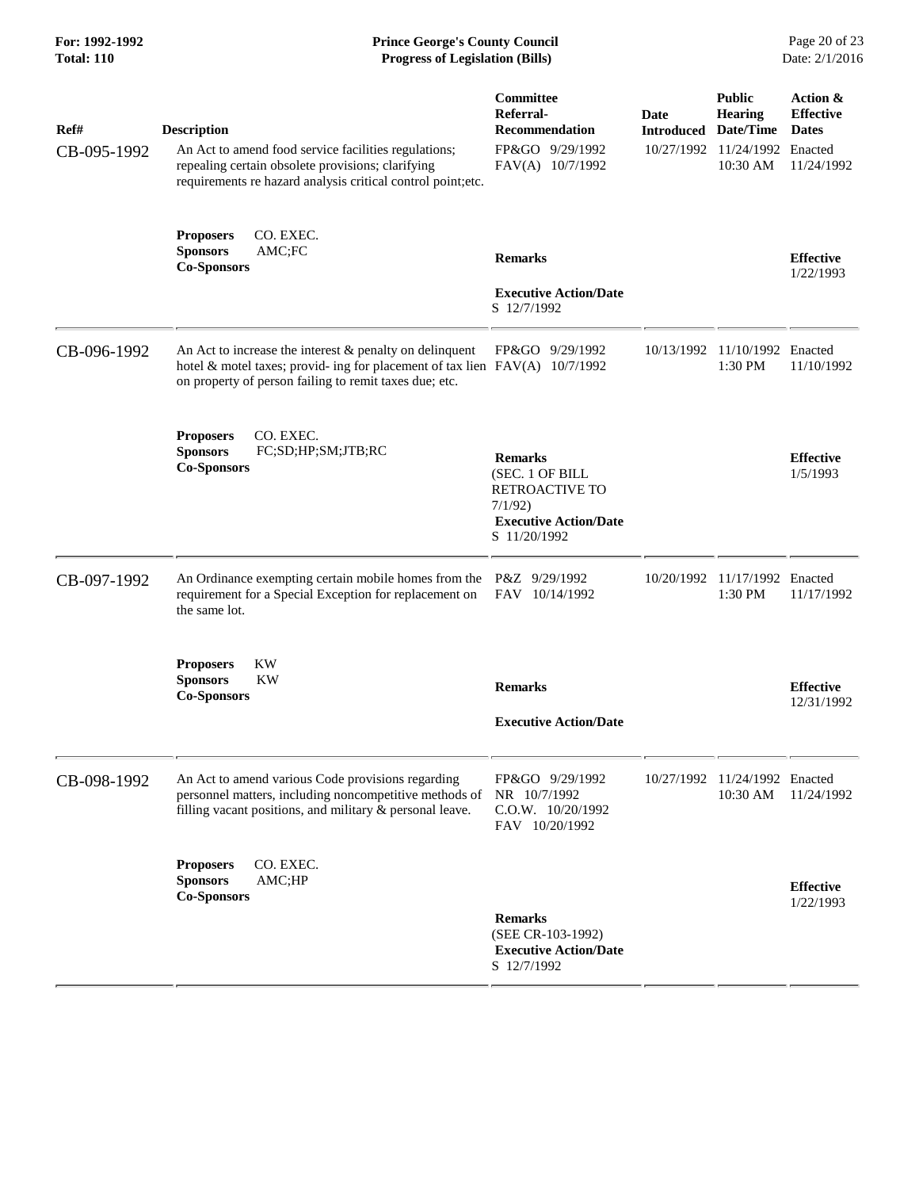| Ref# | Description | Committee Referral-Recommendation | Date Introduced | Public Hearing Date/Time | Action & Effective Dates |
|---|---|---|---|---|---|
| CB-095-1992 | An Act to amend food service facilities regulations; repealing certain obsolete provisions; clarifying requirements re hazard analysis critical control point;etc. | FP&GO 9/29/1992<br>FAV(A) 10/7/1992 | 10/27/1992 | 11/24/1992<br>10:30 AM | Enacted<br>11/24/1992 |
| | **Proposers** CO. EXEC.<br>**Sponsors** AMC;FC<br>**Co-Sponsors** | **Remarks**<br><br>**Executive Action/Date**<br>S 12/7/1992 | | | **Effective**<br>1/22/1993 |
| CB-096-1992 | An Act to increase the interest & penalty on delinquent hotel & motel taxes; provid- ing for placement of tax lien on property of person failing to remit taxes due; etc. | FP&GO 9/29/1992<br>FAV(A) 10/7/1992 | 10/13/1992 | 11/10/1992<br>1:30 PM | Enacted<br>11/10/1992 |
| | **Proposers** CO. EXEC.<br>**Sponsors** FC;SD;HP;SM;JTB;RC<br>**Co-Sponsors** | **Remarks**<br>(SEC. 1 OF BILL RETROACTIVE TO 7/1/92)<br>**Executive Action/Date**<br>S 11/20/1992 | | | **Effective**<br>1/5/1993 |
| CB-097-1992 | An Ordinance exempting certain mobile homes from the requirement for a Special Exception for replacement on the same lot. | P&Z 9/29/1992<br>FAV 10/14/1992 | 10/20/1992 | 11/17/1992<br>1:30 PM | Enacted<br>11/17/1992 |
| | **Proposers** KW<br>**Sponsors** KW<br>**Co-Sponsors** | **Remarks**<br><br>**Executive Action/Date** | | | **Effective**<br>12/31/1992 |
| CB-098-1992 | An Act to amend various Code provisions regarding personnel matters, including noncompetitive methods of filling vacant positions, and military & personal leave. | FP&GO 9/29/1992<br>NR 10/7/1992<br>C.O.W. 10/20/1992<br>FAV 10/20/1992 | 10/27/1992 | 11/24/1992<br>10:30 AM | Enacted<br>11/24/1992 |
| | **Proposers** CO. EXEC.<br>**Sponsors** AMC;HP<br>**Co-Sponsors** | **Remarks**<br>(SEE CR-103-1992)<br>**Executive Action/Date**<br>S 12/7/1992 | | | **Effective**<br>1/22/1993 |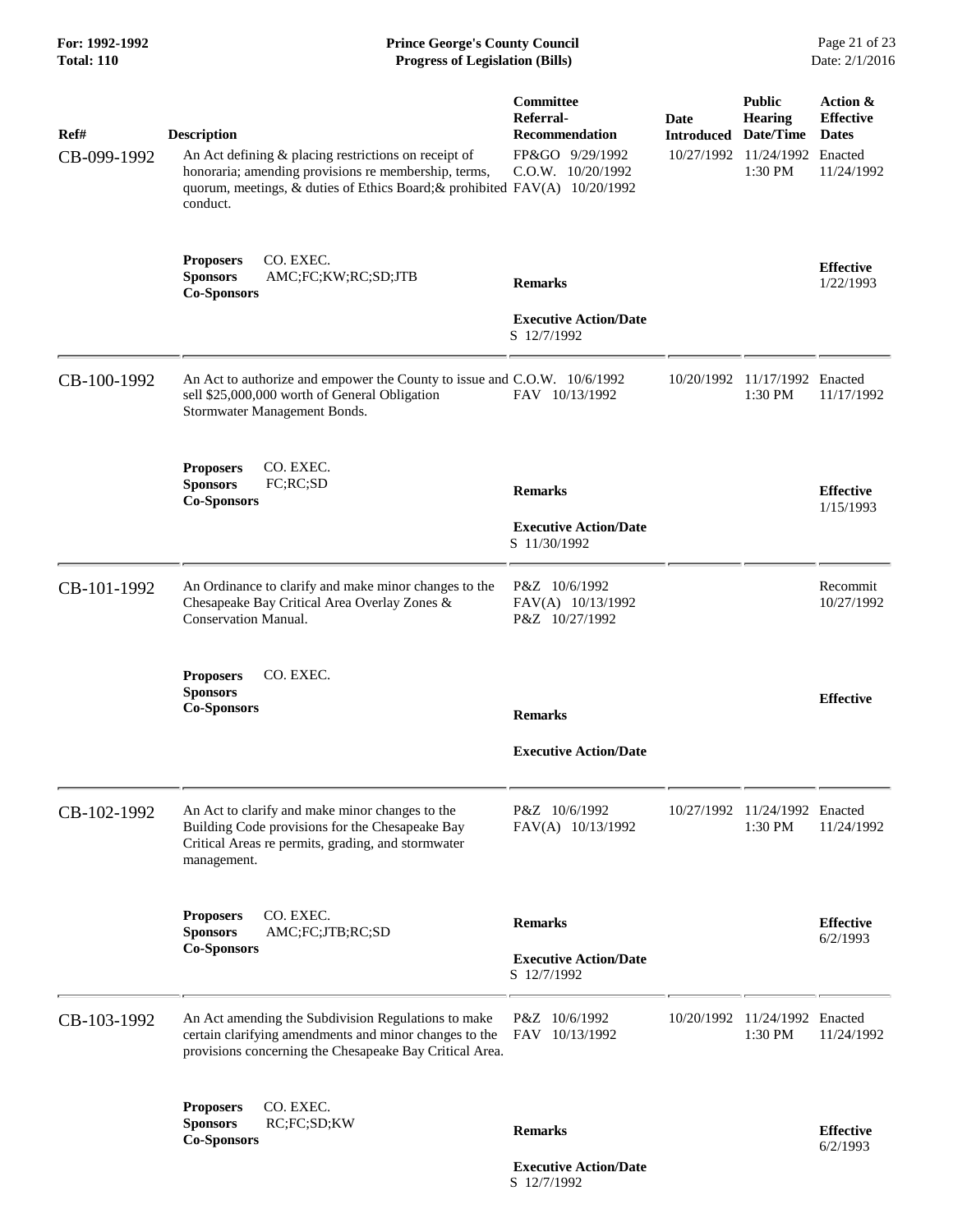| Ref# | Description | Committee Referral-Recommendation | Date Introduced | Public Hearing Date/Time | Action & Effective Dates |
|---|---|---|---|---|---|
| CB-099-1992 | An Act defining & placing restrictions on receipt of honoraria; amending provisions re membership, terms, quorum, meetings, & duties of Ethics Board;& prohibited conduct. | FP&GO 9/29/1992<br>C.O.W. 10/20/1992<br>FAV(A) 10/20/1992 | 10/27/1992 | 11/24/1992<br>1:30 PM | Enacted<br>11/24/1992 |
| | **Proposers** CO. EXEC.<br>**Sponsors** AMC;FC;KW;RC;SD;JTB<br>**Co-Sponsors** | **Remarks**<br><br>**Executive Action/Date**<br>S 12/7/1992 | | | **Effective**<br>1/22/1993 |
| CB-100-1992 | An Act to authorize and empower the County to issue and sell $25,000,000 worth of General Obligation Stormwater Management Bonds. | C.O.W. 10/6/1992<br>FAV 10/13/1992 | 10/20/1992 | 11/17/1992<br>1:30 PM | Enacted<br>11/17/1992 |
| | **Proposers** CO. EXEC.<br>**Sponsors** FC;RC;SD<br>**Co-Sponsors** | **Remarks**<br><br>**Executive Action/Date**<br>S 11/30/1992 | | | **Effective**<br>1/15/1993 |
| CB-101-1992 | An Ordinance to clarify and make minor changes to the Chesapeake Bay Critical Area Overlay Zones & Conservation Manual. | P&Z 10/6/1992<br>FAV(A) 10/13/1992<br>P&Z 10/27/1992 | | | Recommit<br>10/27/1992 |
| | **Proposers** CO. EXEC.<br>**Sponsors**<br>**Co-Sponsors** | **Remarks**<br><br>**Executive Action/Date** | | | **Effective** |
| CB-102-1992 | An Act to clarify and make minor changes to the Building Code provisions for the Chesapeake Bay Critical Areas re permits, grading, and stormwater management. | P&Z 10/6/1992<br>FAV(A) 10/13/1992 | 10/27/1992 | 11/24/1992<br>1:30 PM | Enacted<br>11/24/1992 |
| | **Proposers** CO. EXEC.<br>**Sponsors** AMC;FC;JTB;RC;SD<br>**Co-Sponsors** | **Remarks**<br><br>**Executive Action/Date**<br>S 12/7/1992 | | | **Effective**<br>6/2/1993 |
| CB-103-1992 | An Act amending the Subdivision Regulations to make certain clarifying amendments and minor changes to the provisions concerning the Chesapeake Bay Critical Area. | P&Z 10/6/1992<br>FAV 10/13/1992 | 10/20/1992 | 11/24/1992<br>1:30 PM | Enacted<br>11/24/1992 |
| | **Proposers** CO. EXEC.<br>**Sponsors** RC;FC;SD;KW<br>**Co-Sponsors** | **Remarks**<br><br>**Executive Action/Date**<br>S 12/7/1992 | | | **Effective**<br>6/2/1993 |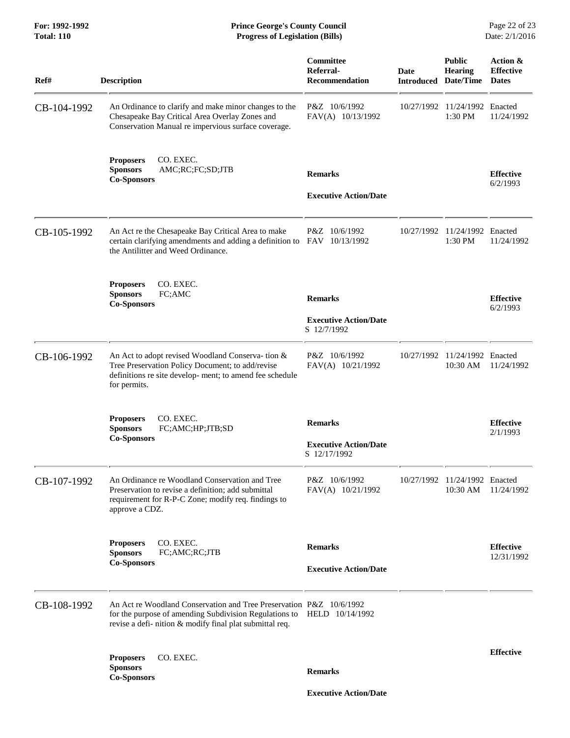| Ref# | Description | Committee Referral-Recommendation | Date Introduced | Public Hearing Date/Time | Action & Effective Dates |
|---|---|---|---|---|---|
| CB-104-1992 | An Ordinance to clarify and make minor changes to the Chesapeake Bay Critical Area Overlay Zones and Conservation Manual re impervious surface coverage. | P&Z 10/6/1992<br>FAV(A) 10/13/1992 | 10/27/1992 | 11/24/1992 1:30 PM | Enacted 11/24/1992 |
| | **Proposers** CO. EXEC.<br>**Sponsors** AMC;RC;FC;SD;JTB<br>**Co-Sponsors** | **Remarks**<br><br>**Executive Action/Date** | | | **Effective** 6/2/1993 |
| CB-105-1992 | An Act re the Chesapeake Bay Critical Area to make certain clarifying amendments and adding a definition to the Antilitter and Weed Ordinance. | P&Z 10/6/1992<br>FAV 10/13/1992 | 10/27/1992 | 11/24/1992 1:30 PM | Enacted 11/24/1992 |
| | **Proposers** CO. EXEC.<br>**Sponsors** FC;AMC<br>**Co-Sponsors** | **Remarks**<br><br>**Executive Action/Date**<br>S 12/7/1992 | | | **Effective** 6/2/1993 |
| CB-106-1992 | An Act to adopt revised Woodland Conserva- tion & Tree Preservation Policy Document; to add/revise definitions re site develop- ment; to amend fee schedule for permits. | P&Z 10/6/1992<br>FAV(A) 10/21/1992 | 10/27/1992 | 11/24/1992 10:30 AM | Enacted 11/24/1992 |
| | **Proposers** CO. EXEC.<br>**Sponsors** FC;AMC;HP;JTB;SD<br>**Co-Sponsors** | **Remarks**<br><br>**Executive Action/Date**<br>S 12/17/1992 | | | **Effective** 2/1/1993 |
| CB-107-1992 | An Ordinance re Woodland Conservation and Tree Preservation to revise a definition; add submittal requirement for R-P-C Zone; modify req. findings to approve a CDZ. | P&Z 10/6/1992<br>FAV(A) 10/21/1992 | 10/27/1992 | 11/24/1992 10:30 AM | Enacted 11/24/1992 |
| | **Proposers** CO. EXEC.<br>**Sponsors** FC;AMC;RC;JTB<br>**Co-Sponsors** | **Remarks**<br><br>**Executive Action/Date** | | | **Effective** 12/31/1992 |
| CB-108-1992 | An Act re Woodland Conservation and Tree Preservation for the purpose of amending Subdivision Regulations to revise a defi- nition & modify final plat submittal req. | P&Z 10/6/1992<br>HELD 10/14/1992 | | | |
| | **Proposers** CO. EXEC.<br>**Sponsors**<br>**Co-Sponsors** | **Remarks**<br><br>**Executive Action/Date** | | | **Effective** |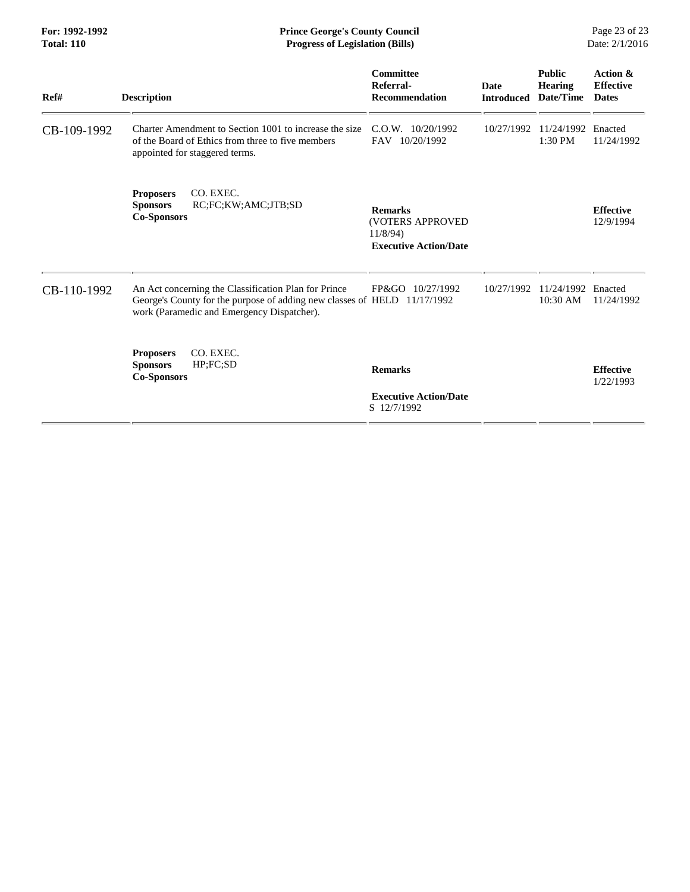| Ref# | Description | Committee Referral-Recommendation | Date Introduced | Public Hearing Date/Time | Action & Effective Dates |
|---|---|---|---|---|---|
| CB-109-1992 | Charter Amendment to Section 1001 to increase the size of the Board of Ethics from three to five members appointed for staggered terms. | C.O.W. 10/20/1992 FAV 10/20/1992 | 10/27/1992 | 11/24/1992 1:30 PM | Enacted 11/24/1992 |
| | **Proposers** CO. EXEC. **Sponsors** RC;FC;KW;AMC;JTB;SD **Co-Sponsors** | **Remarks** (VOTERS APPROVED 11/8/94) **Executive Action/Date** | | | **Effective** 12/9/1994 |
| CB-110-1992 | An Act concerning the Classification Plan for Prince George's County for the purpose of adding new classes of work (Paramedic and Emergency Dispatcher). | FP&GO 10/27/1992 HELD 11/17/1992 | 10/27/1992 | 11/24/1992 10:30 AM | Enacted 11/24/1992 |
| | **Proposers** CO. EXEC. **Sponsors** HP;FC;SD **Co-Sponsors** | **Remarks** **Executive Action/Date** S 12/7/1992 | | | **Effective** 1/22/1993 |